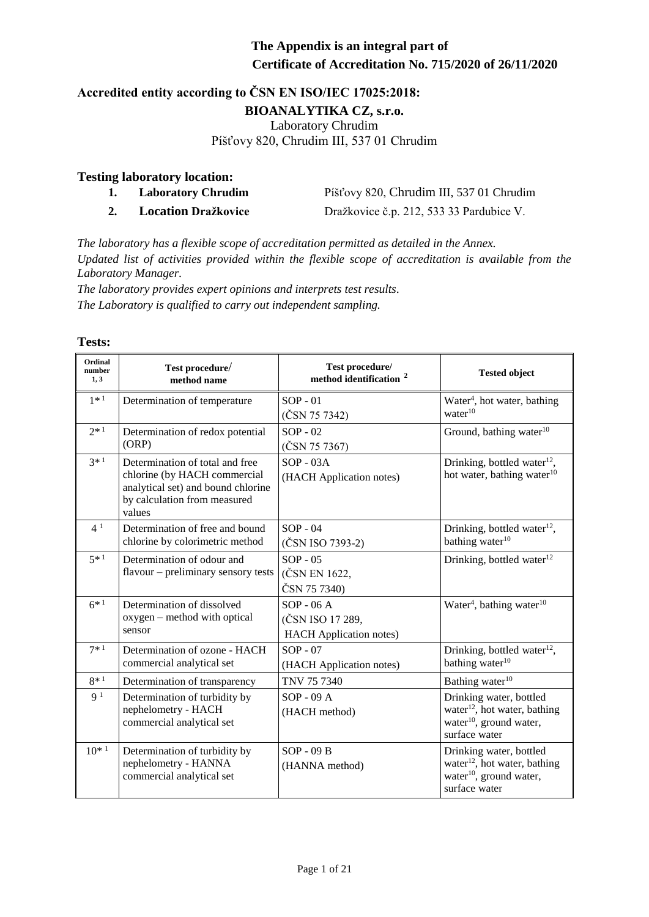**The Appendix is an integral part of Certificate of Accreditation No. 715/2020 of 26/11/2020**

**Accredited entity according to ČSN EN ISO/IEC 17025:2018:**

**BIOANALYTIKA CZ, s.r.o.**
Laboratory Chrudim
Píšťovy 820, Chrudim III, 537 01 Chrudim

**Testing laboratory location:**

1. **Laboratory Chrudim** Píšťovy 820, Chrudim III, 537 01 Chrudim
2. **Location Dražkovice** Dražkovice č.p. 212, 533 33 Pardubice V.

*The laboratory has a flexible scope of accreditation permitted as detailed in the Annex.*
*Updated list of activities provided within the flexible scope of accreditation is available from the Laboratory Manager.*
*The laboratory provides expert opinions and interprets test results.*
*The Laboratory is qualified to carry out independent sampling.*

**Tests:**

| Ordinal number 1, 3 | Test procedure/ method name | Test procedure/ method identification [2] | Tested object |
|---|---|---|---|
| 1*[1] | Determination of temperature | SOP - 01 (ČSN 75 7342) | Water[4], hot water, bathing water[10] |
| 2*[1] | Determination of redox potential (ORP) | SOP - 02 (ČSN 75 7367) | Ground, bathing water[10] |
| 3*[1] | Determination of total and free chlorine (by HACH commercial analytical set) and bound chlorine by calculation from measured values | SOP - 03A (HACH Application notes) | Drinking, bottled water[12], hot water, bathing water[10] |
| 4[1] | Determination of free and bound chlorine by colorimetric method | SOP - 04 (ČSN ISO 7393-2) | Drinking, bottled water[12], bathing water[10] |
| 5*[1] | Determination of odour and flavour – preliminary sensory tests | SOP - 05 (ČSN EN 1622, ČSN 75 7340) | Drinking, bottled water[12] |
| 6*[1] | Determination of dissolved oxygen – method with optical sensor | SOP - 06 A (ČSN ISO 17 289, HACH Application notes) | Water[4], bathing water[10] |
| 7*[1] | Determination of ozone - HACH commercial analytical set | SOP - 07 (HACH Application notes) | Drinking, bottled water[12], bathing water[10] |
| 8*[1] | Determination of transparency | TNV 75 7340 | Bathing water[10] |
| 9[1] | Determination of turbidity by nephelometry - HACH commercial analytical set | SOP - 09 A (HACH method) | Drinking water, bottled water[12], hot water, bathing water[10], ground water, surface water |
| 10*[1] | Determination of turbidity by nephelometry - HANNA commercial analytical set | SOP - 09 B (HANNA method) | Drinking water, bottled water[12], hot water, bathing water[10], ground water, surface water |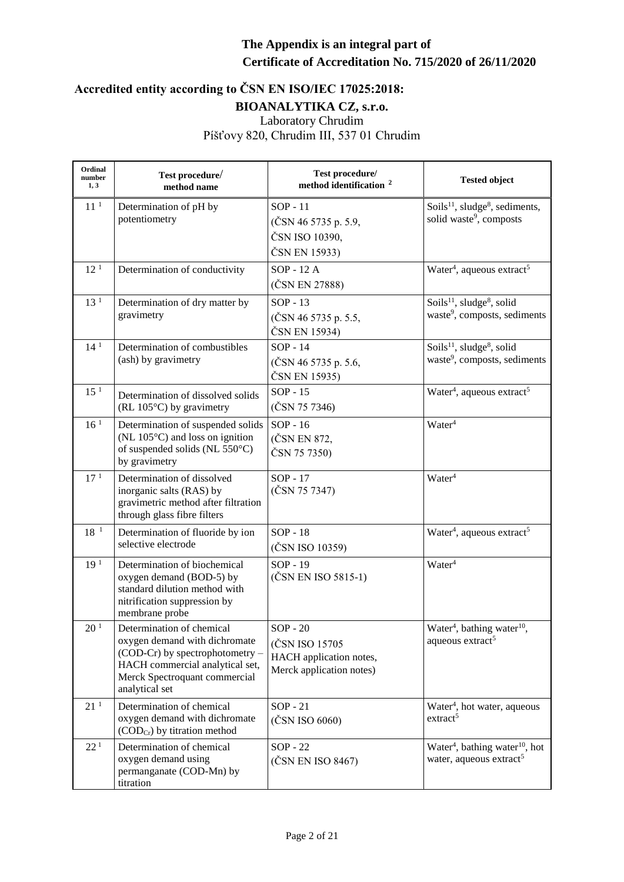**The Appendix is an integral part of Certificate of Accreditation No. 715/2020 of 26/11/2020**

## Accredited entity according to ČSN EN ISO/IEC 17025:2018:

### BIOANALYTIKA CZ, s.r.o.

Laboratory Chrudim
Píšťovy 820, Chrudim III, 537 01 Chrudim

| Ordinal number 1, 3 | Test procedure/ method name | Test procedure/ method identification [2] | Tested object |
|---|---|---|---|
| 11 [1] | Determination of pH by potentiometry | SOP - 11 (ČSN 46 5735 p. 5.9, ČSN ISO 10390, ČSN EN 15933) | Soils[11], sludge[8], sediments, solid waste[9], composts |
| 12 [1] | Determination of conductivity | SOP - 12 A (ČSN EN 27888) | Water[4], aqueous extract[5] |
| 13 [1] | Determination of dry matter by gravimetry | SOP - 13 (ČSN 46 5735 p. 5.5, ČSN EN 15934) | Soils[11], sludge[8], solid waste[9], composts, sediments |
| 14 [1] | Determination of combustibles (ash) by gravimetry | SOP - 14 (ČSN 46 5735 p. 5.6, ČSN EN 15935) | Soils[11], sludge[8], solid waste[9], composts, sediments |
| 15 [1] | Determination of dissolved solids (RL 105°C) by gravimetry | SOP - 15 (ČSN 75 7346) | Water[4], aqueous extract[5] |
| 16 [1] | Determination of suspended solids (NL 105°C) and loss on ignition of suspended solids (NL 550°C) by gravimetry | SOP - 16 (ČSN EN 872, ČSN 75 7350) | Water[4] |
| 17 [1] | Determination of dissolved inorganic salts (RAS) by gravimetric method after filtration through glass fibre filters | SOP - 17 (ČSN 75 7347) | Water[4] |
| 18 [1] | Determination of fluoride by ion selective electrode | SOP - 18 (ČSN ISO 10359) | Water[4], aqueous extract[5] |
| 19 [1] | Determination of biochemical oxygen demand (BOD-5) by standard dilution method with nitrification suppression by membrane probe | SOP - 19 (ČSN EN ISO 5815-1) | Water[4] |
| 20 [1] | Determination of chemical oxygen demand with dichromate (COD-Cr) by spectrophotometry – HACH commercial analytical set, Merck Spectroquant commercial analytical set | SOP - 20 (ČSN ISO 15705 HACH application notes, Merck application notes) | Water[4], bathing water[10], aqueous extract[5] |
| 21 [1] | Determination of chemical oxygen demand with dichromate ($COD_{Cr}$) by titration method | SOP - 21 (ČSN ISO 6060) | Water[4], hot water, aqueous extract[5] |
| 22 [1] | Determination of chemical oxygen demand using permanganate (COD-Mn) by titration | SOP - 22 (ČSN EN ISO 8467) | Water[4], bathing water[10], hot water, aqueous extract[5] |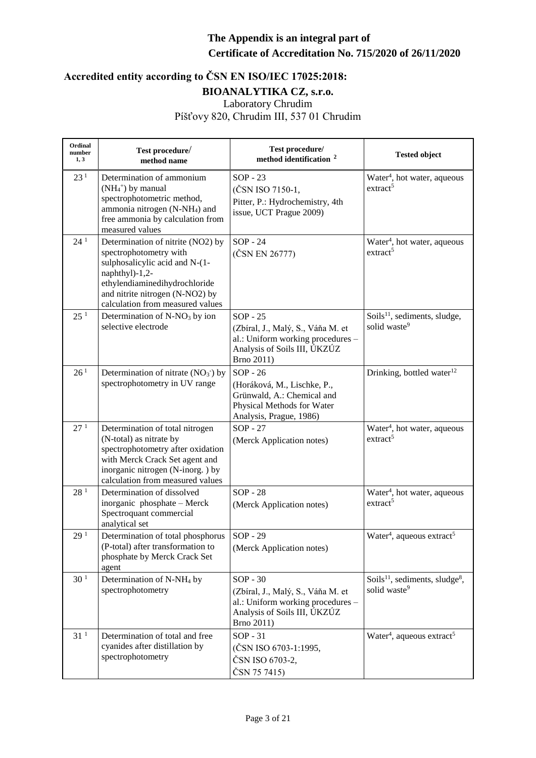**The Appendix is an integral part of Certificate of Accreditation No. 715/2020 of 26/11/2020**

## Accredited entity according to ČSN EN ISO/IEC 17025:2018:

### BIOANALYTIKA CZ, s.r.o.

Laboratory Chrudim
Píšťovy 820, Chrudim III, 537 01 Chrudim

| Ordinal number 1, 3 | Test procedure/ method name | Test procedure/ method identification [2] | Tested object |
|---|---|---|---|
| 23 [1] | Determination of ammonium ($NH_4^+$) by manual spectrophotometric method, ammonia nitrogen ($N\text{-}NH_4$) and free ammonia by calculation from measured values | SOP - 23 (ČSN ISO 7150-1, Pitter, P.: Hydrochemistry, 4th issue, UCT Prague 2009) | Water[4], hot water, aqueous extract[5] |
| 24 [1] | Determination of nitrite (NO2) by spectrophotometry with sulphosalicylic acid and N-(1-naphthyl)-1,2-ethylendiaminedihydrochloride and nitrite nitrogen (N-NO2) by calculation from measured values | SOP - 24 (ČSN EN 26777) | Water[4], hot water, aqueous extract[5] |
| 25 [1] | Determination of $N\text{-}NO_3$ by ion selective electrode | SOP - 25 (Zbíral, J., Malý, S., Váňa M. et al.: Uniform working procedures – Analysis of Soils III, ÚKZÚZ Brno 2011) | Soils[11], sediments, sludge, solid waste[9] |
| 26 [1] | Determination of nitrate ($NO_3^-$) by spectrophotometry in UV range | SOP - 26 (Horáková, M., Lischke, P., Grünwald, A.: Chemical and Physical Methods for Water Analysis, Prague, 1986) | Drinking, bottled water[12] |
| 27 [1] | Determination of total nitrogen (N-total) as nitrate by spectrophotometry after oxidation with Merck Crack Set agent and inorganic nitrogen (N-inorg. ) by calculation from measured values | SOP - 27 (Merck Application notes) | Water[4], hot water, aqueous extract[5] |
| 28 [1] | Determination of dissolved inorganic phosphate – Merck Spectroquant commercial analytical set | SOP - 28 (Merck Application notes) | Water[4], hot water, aqueous extract[5] |
| 29 [1] | Determination of total phosphorus (P-total) after transformation to phosphate by Merck Crack Set agent | SOP - 29 (Merck Application notes) | Water[4], aqueous extract[5] |
| 30 [1] | Determination of $N\text{-}NH_4$ by spectrophotometry | SOP - 30 (Zbíral, J., Malý, S., Váňa M. et al.: Uniform working procedures – Analysis of Soils III, ÚKZÚZ Brno 2011) | Soils[11], sediments, sludge[8], solid waste[9] |
| 31 [1] | Determination of total and free cyanides after distillation by spectrophotometry | SOP - 31 (ČSN ISO 6703-1:1995, ČSN ISO 6703-2, ČSN 75 7415) | Water[4], aqueous extract[5] |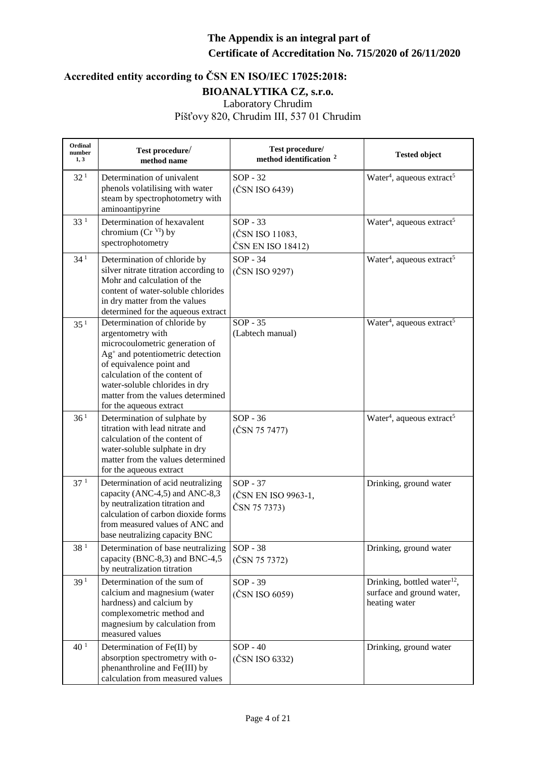**The Appendix is an integral part of Certificate of Accreditation No. 715/2020 of 26/11/2020**

## Accredited entity according to ČSN EN ISO/IEC 17025:2018:

### BIOANALYTIKA CZ, s.r.o.

Laboratory Chrudim
Píšťovy 820, Chrudim III, 537 01 Chrudim

| Ordinal number [1, 3] | Test procedure/ method name | Test procedure/ method identification [2] | Tested object |
|---|---|---|---|
| 32 [1] | Determination of univalent phenols volatilising with water steam by spectrophotometry with aminoantipyrine | SOP - 32 (ČSN ISO 6439) | Water[4], aqueous extract[5] |
| 33 [1] | Determination of hexavalent chromium ($Cr^{VI}$) by spectrophotometry | SOP - 33 (ČSN ISO 11083, ČSN EN ISO 18412) | Water[4], aqueous extract[5] |
| 34 [1] | Determination of chloride by silver nitrate titration according to Mohr and calculation of the content of water-soluble chlorides in dry matter from the values determined for the aqueous extract | SOP - 34 (ČSN ISO 9297) | Water[4], aqueous extract[5] |
| 35 [1] | Determination of chloride by argentometry with microcoulometric generation of $Ag^{+}$ and potentiometric detection of equivalence point and calculation of the content of water-soluble chlorides in dry matter from the values determined for the aqueous extract | SOP - 35 (Labtech manual) | Water[4], aqueous extract[5] |
| 36 [1] | Determination of sulphate by titration with lead nitrate and calculation of the content of water-soluble sulphate in dry matter from the values determined for the aqueous extract | SOP - 36 (ČSN 75 7477) | Water[4], aqueous extract[5] |
| 37 [1] | Determination of acid neutralizing capacity (ANC-4,5) and ANC-8,3 by neutralization titration and calculation of carbon dioxide forms from measured values of ANC and base neutralizing capacity BNC | SOP - 37 (ČSN EN ISO 9963-1, ČSN 75 7373) | Drinking, ground water |
| 38 [1] | Determination of base neutralizing capacity (BNC-8,3) and BNC-4,5 by neutralization titration | SOP - 38 (ČSN 75 7372) | Drinking, ground water |
| 39 [1] | Determination of the sum of calcium and magnesium (water hardness) and calcium by complexometric method and magnesium by calculation from measured values | SOP - 39 (ČSN ISO 6059) | Drinking, bottled water[12], surface and ground water, heating water |
| 40 [1] | Determination of Fe(II) by absorption spectrometry with o-phenanthroline and Fe(III) by calculation from measured values | SOP - 40 (ČSN ISO 6332) | Drinking, ground water |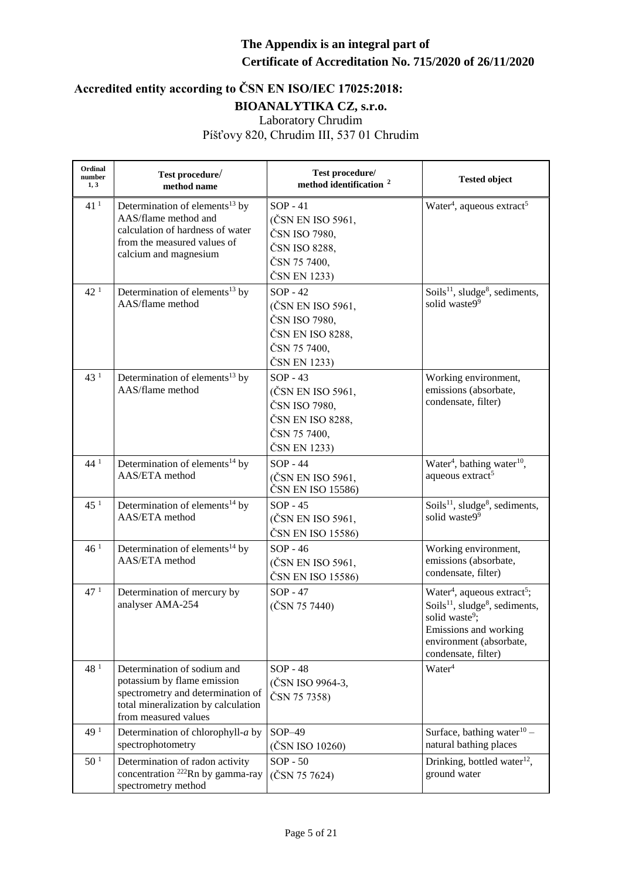**The Appendix is an integral part of Certificate of Accreditation No. 715/2020 of 26/11/2020**

**Accredited entity according to ČSN EN ISO/IEC 17025:2018:**

**BIOANALYTIKA CZ, s.r.o.**

Laboratory Chrudim

Píšťovy 820, Chrudim III, 537 01 Chrudim

| Ordinal number 1, 3 | Test procedure/ method name | Test procedure/ method identification [2] | Tested object |
|---|---|---|---|
| 41 [1] | Determination of elements[13] by AAS/flame method and calculation of hardness of water from the measured values of calcium and magnesium | SOP - 41 (ČSN EN ISO 5961, ČSN ISO 7980, ČSN ISO 8288, ČSN 75 7400, ČSN EN 1233) | Water[4], aqueous extract[5] |
| 42 [1] | Determination of elements[13] by AAS/flame method | SOP - 42 (ČSN EN ISO 5961, ČSN ISO 7980, ČSN EN ISO 8288, ČSN 75 7400, ČSN EN 1233) | Soils[11], sludge[8], sediments, solid waste9[9] |
| 43 [1] | Determination of elements[13] by AAS/flame method | SOP - 43 (ČSN EN ISO 5961, ČSN ISO 7980, ČSN EN ISO 8288, ČSN 75 7400, ČSN EN 1233) | Working environment, emissions (absorbate, condensate, filter) |
| 44 [1] | Determination of elements[14] by AAS/ETA method | SOP - 44 (ČSN EN ISO 5961, ČSN EN ISO 15586) | Water[4], bathing water[10], aqueous extract[5] |
| 45 [1] | Determination of elements[14] by AAS/ETA method | SOP - 45 (ČSN EN ISO 5961, ČSN EN ISO 15586) | Soils[11], sludge[8], sediments, solid waste9[9] |
| 46 [1] | Determination of elements[14] by AAS/ETA method | SOP - 46 (ČSN EN ISO 5961, ČSN EN ISO 15586) | Working environment, emissions (absorbate, condensate, filter) |
| 47 [1] | Determination of mercury by analyser AMA-254 | SOP - 47 (ČSN 75 7440) | Water[4], aqueous extract[5]; Soils[11], sludge[8], sediments, solid waste[9]; Emissions and working environment (absorbate, condensate, filter) |
| 48 [1] | Determination of sodium and potassium by flame emission spectrometry and determination of total mineralization by calculation from measured values | SOP - 48 (ČSN ISO 9964-3, ČSN 75 7358) | Water[4] |
| 49 [1] | Determination of chlorophyll-*a* by spectrophotometry | SOP–49 (ČSN ISO 10260) | Surface, bathing water[10] – natural bathing places |
| 50 [1] | Determination of radon activity concentration $^{222}Rn$ by gamma-ray spectrometry method | SOP - 50 (ČSN 75 7624) | Drinking, bottled water[12], ground water |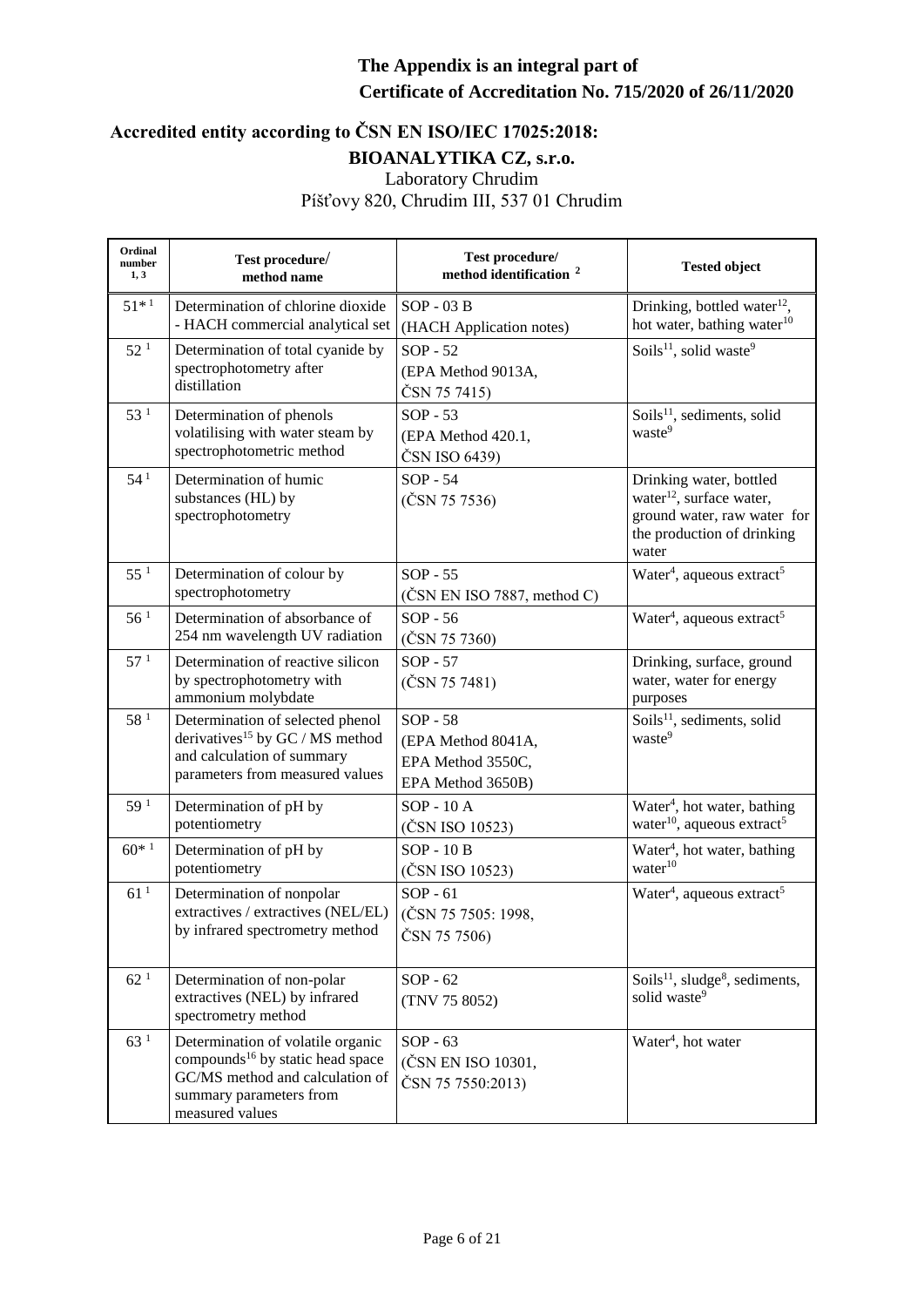**The Appendix is an integral part of**
**Certificate of Accreditation No. 715/2020 of 26/11/2020**

## Accredited entity according to ČSN EN ISO/IEC 17025:2018:

**BIOANALYTIKA CZ, s.r.o.**
Laboratory Chrudim
Píšťovy 820, Chrudim III, 537 01 Chrudim

| Ordinal number 1, 3 | Test procedure/ method name | Test procedure/ method identification 2 | Tested object |
|---|---|---|---|
| 51* [1] | Determination of chlorine dioxide - HACH commercial analytical set | SOP - 03 B (HACH Application notes) | Drinking, bottled water[12], hot water, bathing water[10] |
| 52 [1] | Determination of total cyanide by spectrophotometry after distillation | SOP - 52 (EPA Method 9013A, ČSN 75 7415) | Soils[11], solid waste[9] |
| 53 [1] | Determination of phenols volatilising with water steam by spectrophotometric method | SOP - 53 (EPA Method 420.1, ČSN ISO 6439) | Soils[11], sediments, solid waste[9] |
| 54 [1] | Determination of humic substances (HL) by spectrophotometry | SOP - 54 (ČSN 75 7536) | Drinking water, bottled water[12], surface water, ground water, raw water for the production of drinking water |
| 55 [1] | Determination of colour by spectrophotometry | SOP - 55 (ČSN EN ISO 7887, method C) | Water[4], aqueous extract[5] |
| 56 [1] | Determination of absorbance of 254 nm wavelength UV radiation | SOP - 56 (ČSN 75 7360) | Water[4], aqueous extract[5] |
| 57 [1] | Determination of reactive silicon by spectrophotometry with ammonium molybdate | SOP - 57 (ČSN 75 7481) | Drinking, surface, ground water, water for energy purposes |
| 58 [1] | Determination of selected phenol derivatives[15] by GC / MS method and calculation of summary parameters from measured values | SOP - 58 (EPA Method 8041A, EPA Method 3550C, EPA Method 3650B) | Soils[11], sediments, solid waste[9] |
| 59 [1] | Determination of pH by potentiometry | SOP - 10 A (ČSN ISO 10523) | Water[4], hot water, bathing water[10], aqueous extract[5] |
| 60* [1] | Determination of pH by potentiometry | SOP - 10 B (ČSN ISO 10523) | Water[4], hot water, bathing water[10] |
| 61 [1] | Determination of nonpolar extractives / extractives (NEL/EL) by infrared spectrometry method | SOP - 61 (ČSN 75 7505: 1998, ČSN 75 7506) | Water[4], aqueous extract[5] |
| 62 [1] | Determination of non-polar extractives (NEL) by infrared spectrometry method | SOP - 62 (TNV 75 8052) | Soils[11], sludge[8], sediments, solid waste[9] |
| 63 [1] | Determination of volatile organic compounds[16] by static head space GC/MS method and calculation of summary parameters from measured values | SOP - 63 (ČSN EN ISO 10301, ČSN 75 7550:2013) | Water[4], hot water |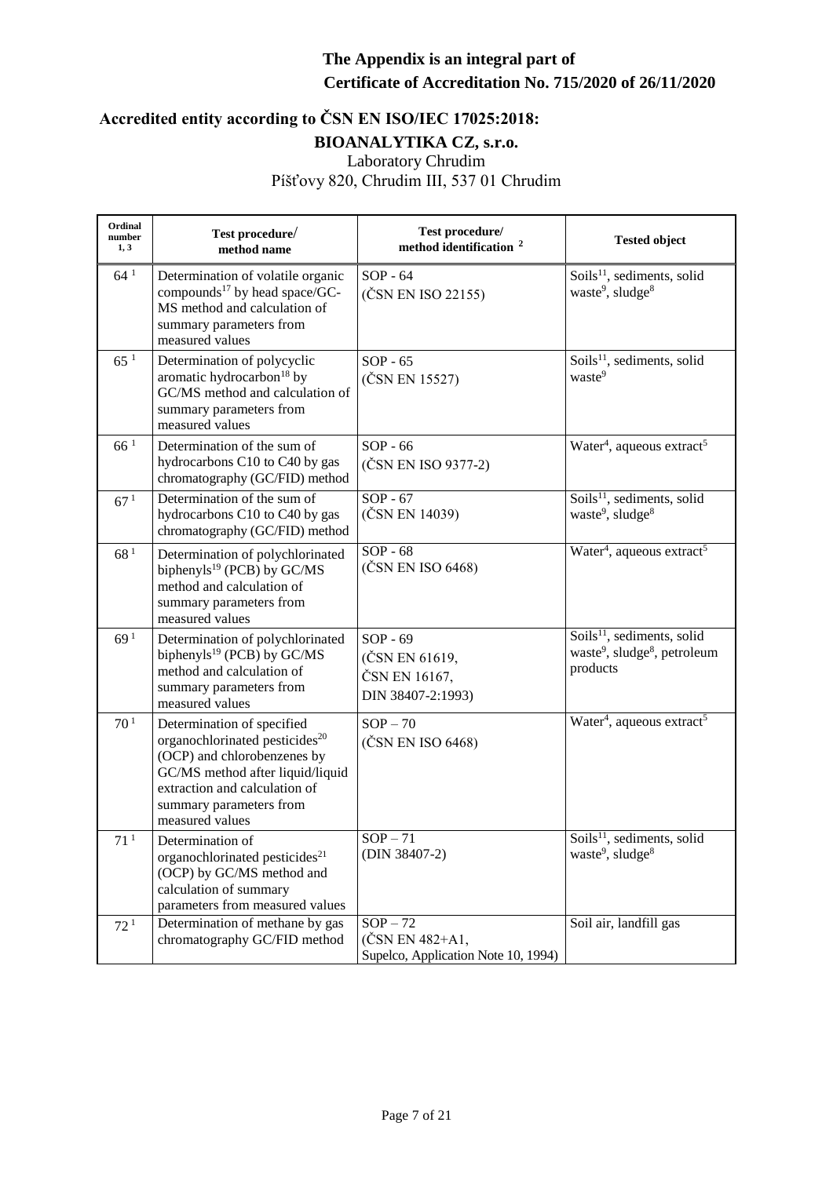**The Appendix is an integral part of Certificate of Accreditation No. 715/2020 of 26/11/2020**

**Accredited entity according to ČSN EN ISO/IEC 17025:2018:**

**BIOANALYTIKA CZ, s.r.o.**

Laboratory Chrudim

Píšťovy 820, Chrudim III, 537 01 Chrudim

| Ordinal number 1, 3 | Test procedure/ method name | Test procedure/ method identification 2 | Tested object |
|---|---|---|---|
| 64 [1] | Determination of volatile organic compounds[17] by head space/GC-MS method and calculation of summary parameters from measured values | SOP - 64 (ČSN EN ISO 22155) | Soils[11], sediments, solid waste[9], sludge[8] |
| 65 [1] | Determination of polycyclic aromatic hydrocarbon[18] by GC/MS method and calculation of summary parameters from measured values | SOP - 65 (ČSN EN 15527) | Soils[11], sediments, solid waste[9] |
| 66 [1] | Determination of the sum of hydrocarbons C10 to C40 by gas chromatography (GC/FID) method | SOP - 66 (ČSN EN ISO 9377-2) | Water[4], aqueous extract[5] |
| 67 [1] | Determination of the sum of hydrocarbons C10 to C40 by gas chromatography (GC/FID) method | SOP - 67 (ČSN EN 14039) | Soils[11], sediments, solid waste[9], sludge[8] |
| 68 [1] | Determination of polychlorinated biphenyls[19] (PCB) by GC/MS method and calculation of summary parameters from measured values | SOP - 68 (ČSN EN ISO 6468) | Water[4], aqueous extract[5] |
| 69 [1] | Determination of polychlorinated biphenyls[19] (PCB) by GC/MS method and calculation of summary parameters from measured values | SOP - 69 (ČSN EN 61619, ČSN EN 16167, DIN 38407-2:1993) | Soils[11], sediments, solid waste[9], sludge[8], petroleum products |
| 70 [1] | Determination of specified organochlorinated pesticides[20] (OCP) and chlorobenzenes by GC/MS method after liquid/liquid extraction and calculation of summary parameters from measured values | SOP – 70 (ČSN EN ISO 6468) | Water[4], aqueous extract[5] |
| 71 [1] | Determination of organochlorinated pesticides[21] (OCP) by GC/MS method and calculation of summary parameters from measured values | SOP – 71 (DIN 38407-2) | Soils[11], sediments, solid waste[9], sludge[8] |
| 72 [1] | Determination of methane by gas chromatography GC/FID method | SOP – 72 (ČSN EN 482+A1, Supelco, Application Note 10, 1994) | Soil air, landfill gas |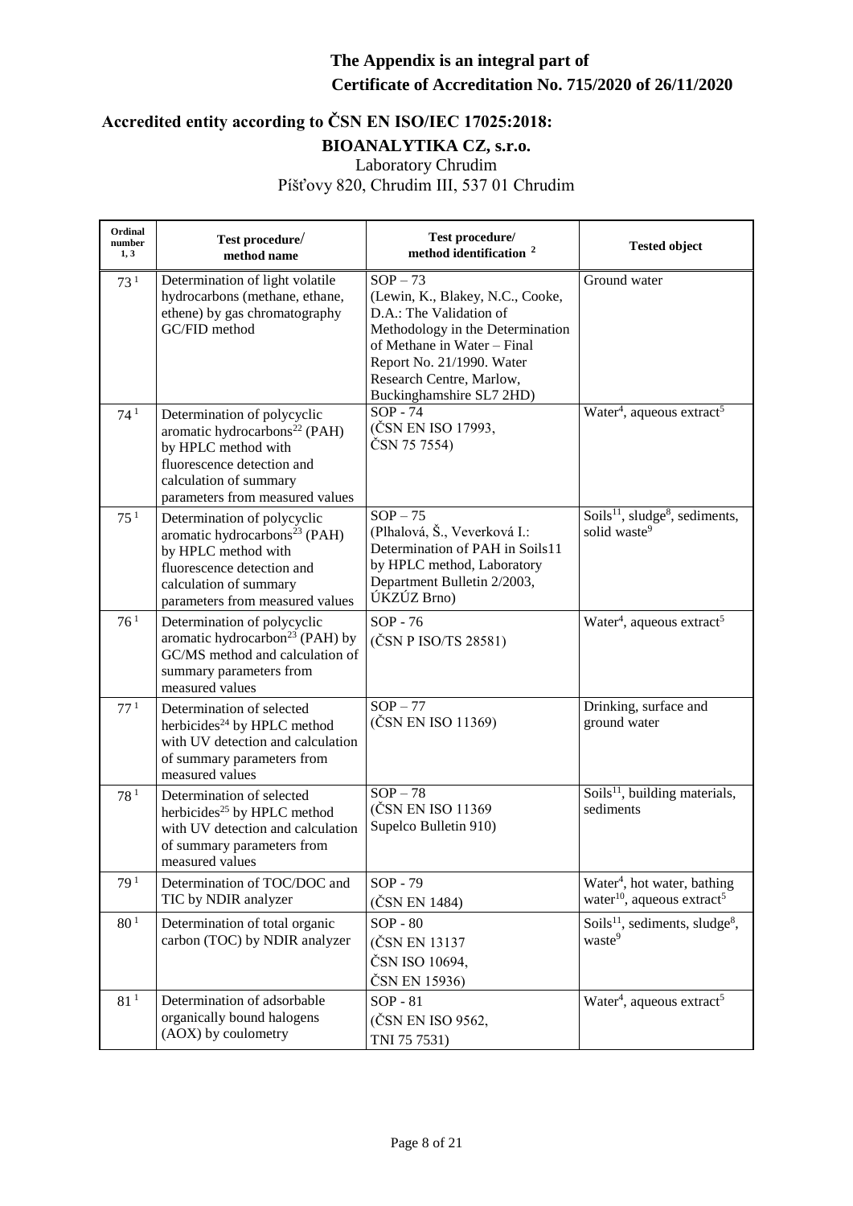**The Appendix is an integral part of**
**Certificate of Accreditation No. 715/2020 of 26/11/2020**

**Accredited entity according to ČSN EN ISO/IEC 17025:2018:**

**BIOANALYTIKA CZ, s.r.o.**

Laboratory Chrudim

Píšťovy 820, Chrudim III, 537 01 Chrudim

| Ordinal number 1, 3 | Test procedure/ method name | Test procedure/ method identification [2] | Tested object |
|---|---|---|---|
| 73 [1] | Determination of light volatile hydrocarbons (methane, ethane, ethene) by gas chromatography GC/FID method | SOP – 73 (Lewin, K., Blakey, N.C., Cooke, D.A.: The Validation of Methodology in the Determination of Methane in Water – Final Report No. 21/1990. Water Research Centre, Marlow, Buckinghamshire SL7 2HD) | Ground water |
| 74 [1] | Determination of polycyclic aromatic hydrocarbons[22] (PAH) by HPLC method with fluorescence detection and calculation of summary parameters from measured values | SOP - 74 (ČSN EN ISO 17993, ČSN 75 7554) | Water[4], aqueous extract[5] |
| 75 [1] | Determination of polycyclic aromatic hydrocarbons[23] (PAH) by HPLC method with fluorescence detection and calculation of summary parameters from measured values | SOP – 75 (Plhalová, Š., Veverková I.: Determination of PAH in Soils11 by HPLC method, Laboratory Department Bulletin 2/2003, ÚKZÚZ Brno) | Soils[11], sludge[8], sediments, solid waste[9] |
| 76 [1] | Determination of polycyclic aromatic hydrocarbon[23] (PAH) by GC/MS method and calculation of summary parameters from measured values | SOP - 76 (ČSN P ISO/TS 28581) | Water[4], aqueous extract[5] |
| 77 [1] | Determination of selected herbicides[24] by HPLC method with UV detection and calculation of summary parameters from measured values | SOP – 77 (ČSN EN ISO 11369) | Drinking, surface and ground water |
| 78 [1] | Determination of selected herbicides[25] by HPLC method with UV detection and calculation of summary parameters from measured values | SOP – 78 (ČSN EN ISO 11369 Supelco Bulletin 910) | Soils[11], building materials, sediments |
| 79 [1] | Determination of TOC/DOC and TIC by NDIR analyzer | SOP - 79 (ČSN EN 1484) | Water[4], hot water, bathing water[10], aqueous extract[5] |
| 80 [1] | Determination of total organic carbon (TOC) by NDIR analyzer | SOP - 80 (ČSN EN 13137 ČSN ISO 10694, ČSN EN 15936) | Soils[11], sediments, sludge[8], waste[9] |
| 81 [1] | Determination of adsorbable organically bound halogens (AOX) by coulometry | SOP - 81 (ČSN EN ISO 9562, TNI 75 7531) | Water[4], aqueous extract[5] |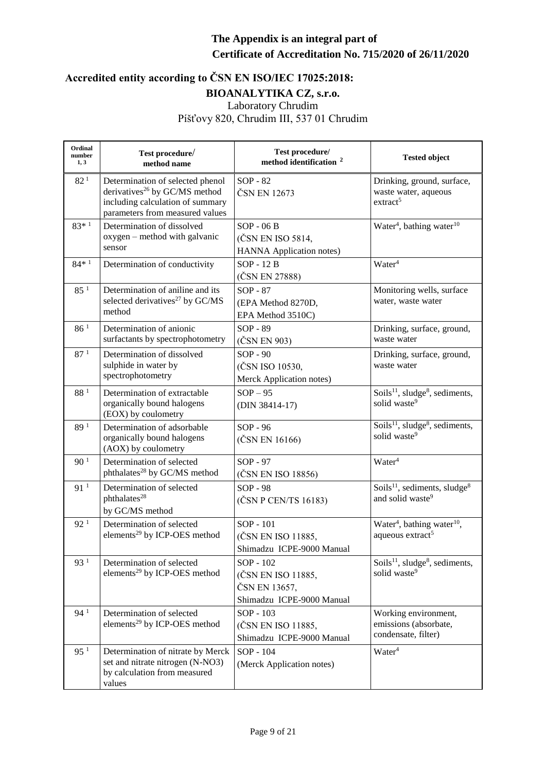**The Appendix is an integral part of**
**Certificate of Accreditation No. 715/2020 of 26/11/2020**

**Accredited entity according to ČSN EN ISO/IEC 17025:2018:**

**BIOANALYTIKA CZ, s.r.o.**

Laboratory Chrudim

Píšťovy 820, Chrudim III, 537 01 Chrudim

| Ordinal number 1, 3 | Test procedure/ method name | Test procedure/ method identification 2 | Tested object |
|---|---|---|---|
| 82 [1] | Determination of selected phenol derivatives[26] by GC/MS method including calculation of summary parameters from measured values | SOP - 82 ČSN EN 12673 | Drinking, ground, surface, waste water, aqueous extract[5] |
| 83* [1] | Determination of dissolved oxygen – method with galvanic sensor | SOP - 06 B (ČSN EN ISO 5814, HANNA Application notes) | Water[4], bathing water[10] |
| 84* [1] | Determination of conductivity | SOP - 12 B (ČSN EN 27888) | Water[4] |
| 85 [1] | Determination of aniline and its selected derivatives[27] by GC/MS method | SOP - 87 (EPA Method 8270D, EPA Method 3510C) | Monitoring wells, surface water, waste water |
| 86 [1] | Determination of anionic surfactants by spectrophotometry | SOP - 89 (ČSN EN 903) | Drinking, surface, ground, waste water |
| 87 [1] | Determination of dissolved sulphide in water by spectrophotometry | SOP - 90 (ČSN ISO 10530, Merck Application notes) | Drinking, surface, ground, waste water |
| 88 [1] | Determination of extractable organically bound halogens (EOX) by coulometry | SOP – 95 (DIN 38414-17) | Soils[11], sludge[8], sediments, solid waste[9] |
| 89 [1] | Determination of adsorbable organically bound halogens (AOX) by coulometry | SOP - 96 (ČSN EN 16166) | Soils[11], sludge[8], sediments, solid waste[9] |
| 90 [1] | Determination of selected phthalates[28] by GC/MS method | SOP - 97 (ČSN EN ISO 18856) | Water[4] |
| 91 [1] | Determination of selected phthalates[28] by GC/MS method | SOP - 98 (ČSN P CEN/TS 16183) | Soils[11], sediments, sludge[8] and solid waste[9] |
| 92 [1] | Determination of selected elements[29] by ICP-OES method | SOP - 101 (ČSN EN ISO 11885, Shimadzu ICPE-9000 Manual | Water[4], bathing water[10], aqueous extract[5] |
| 93 [1] | Determination of selected elements[29] by ICP-OES method | SOP - 102 (ČSN EN ISO 11885, ČSN EN 13657, Shimadzu ICPE-9000 Manual | Soils[11], sludge[8], sediments, solid waste[9] |
| 94 [1] | Determination of selected elements[29] by ICP-OES method | SOP - 103 (ČSN EN ISO 11885, Shimadzu ICPE-9000 Manual | Working environment, emissions (absorbate, condensate, filter) |
| 95 [1] | Determination of nitrate by Merck set and nitrate nitrogen (N-NO3) by calculation from measured values | SOP - 104 (Merck Application notes) | Water[4] |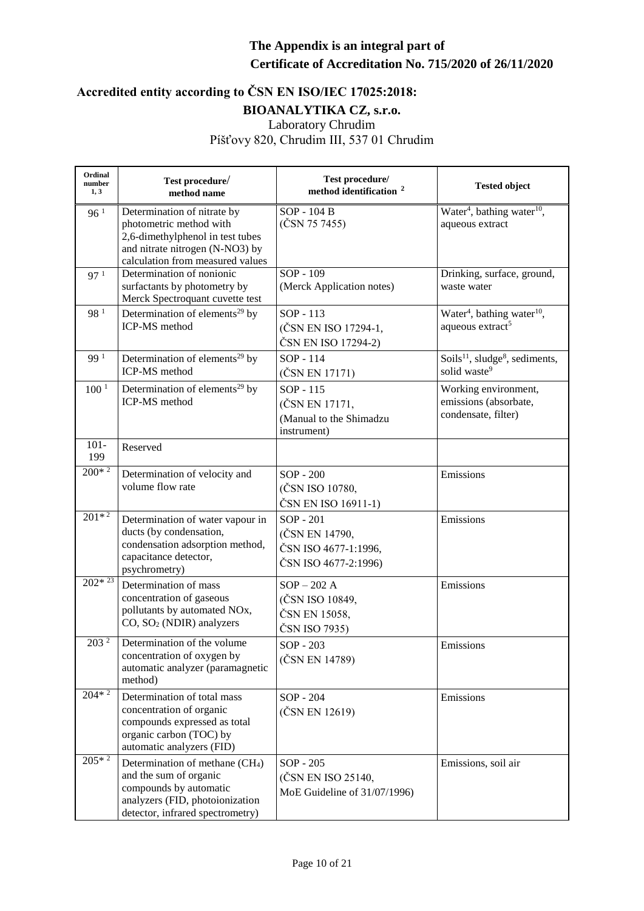**The Appendix is an integral part of Certificate of Accreditation No. 715/2020 of 26/11/2020**

**Accredited entity according to ČSN EN ISO/IEC 17025:2018:**

**BIOANALYTIKA CZ, s.r.o.**

Laboratory Chrudim

Píšťovy 820, Chrudim III, 537 01 Chrudim

| Ordinal number 1, 3 | Test procedure/ method name | Test procedure/ method identification [2] | Tested object |
|---|---|---|---|
| 96 [1] | Determination of nitrate by photometric method with 2,6-dimethylphenol in test tubes and nitrate nitrogen (N-NO3) by calculation from measured values | SOP - 104 B (ČSN 75 7455) | Water[4], bathing water[10], aqueous extract |
| 97 [1] | Determination of nonionic surfactants by photometry by Merck Spectroquant cuvette test | SOP - 109 (Merck Application notes) | Drinking, surface, ground, waste water |
| 98 [1] | Determination of elements[29] by ICP-MS method | SOP - 113 (ČSN EN ISO 17294-1, ČSN EN ISO 17294-2) | Water[4], bathing water[10], aqueous extract[5] |
| 99 [1] | Determination of elements[29] by ICP-MS method | SOP - 114 (ČSN EN 17171) | Soils[11], sludge[8], sediments, solid waste[9] |
| 100 [1] | Determination of elements[29] by ICP-MS method | SOP - 115 (ČSN EN 17171, (Manual to the Shimadzu instrument) | Working environment, emissions (absorbate, condensate, filter) |
| 101-199 | Reserved | | |
| 200* [2] | Determination of velocity and volume flow rate | SOP - 200 (ČSN ISO 10780, ČSN EN ISO 16911-1) | Emissions |
| 201* [2] | Determination of water vapour in ducts (by condensation, condensation adsorption method, capacitance detector, psychrometry) | SOP - 201 (ČSN EN 14790, ČSN ISO 4677-1:1996, ČSN ISO 4677-2:1996) | Emissions |
| 202* [23] | Determination of mass concentration of gaseous pollutants by automated NOx, CO, $SO_2$ (NDIR) analyzers | SOP – 202 A (ČSN ISO 10849, ČSN EN 15058, ČSN ISO 7935) | Emissions |
| 203 [2] | Determination of the volume concentration of oxygen by automatic analyzer (paramagnetic method) | SOP - 203 (ČSN EN 14789) | Emissions |
| 204* [2] | Determination of total mass concentration of organic compounds expressed as total organic carbon (TOC) by automatic analyzers (FID) | SOP - 204 (ČSN EN 12619) | Emissions |
| 205* [2] | Determination of methane ($CH_4$) and the sum of organic compounds by automatic analyzers (FID, photoionization detector, infrared spectrometry) | SOP - 205 (ČSN EN ISO 25140, MoE Guideline of 31/07/1996) | Emissions, soil air |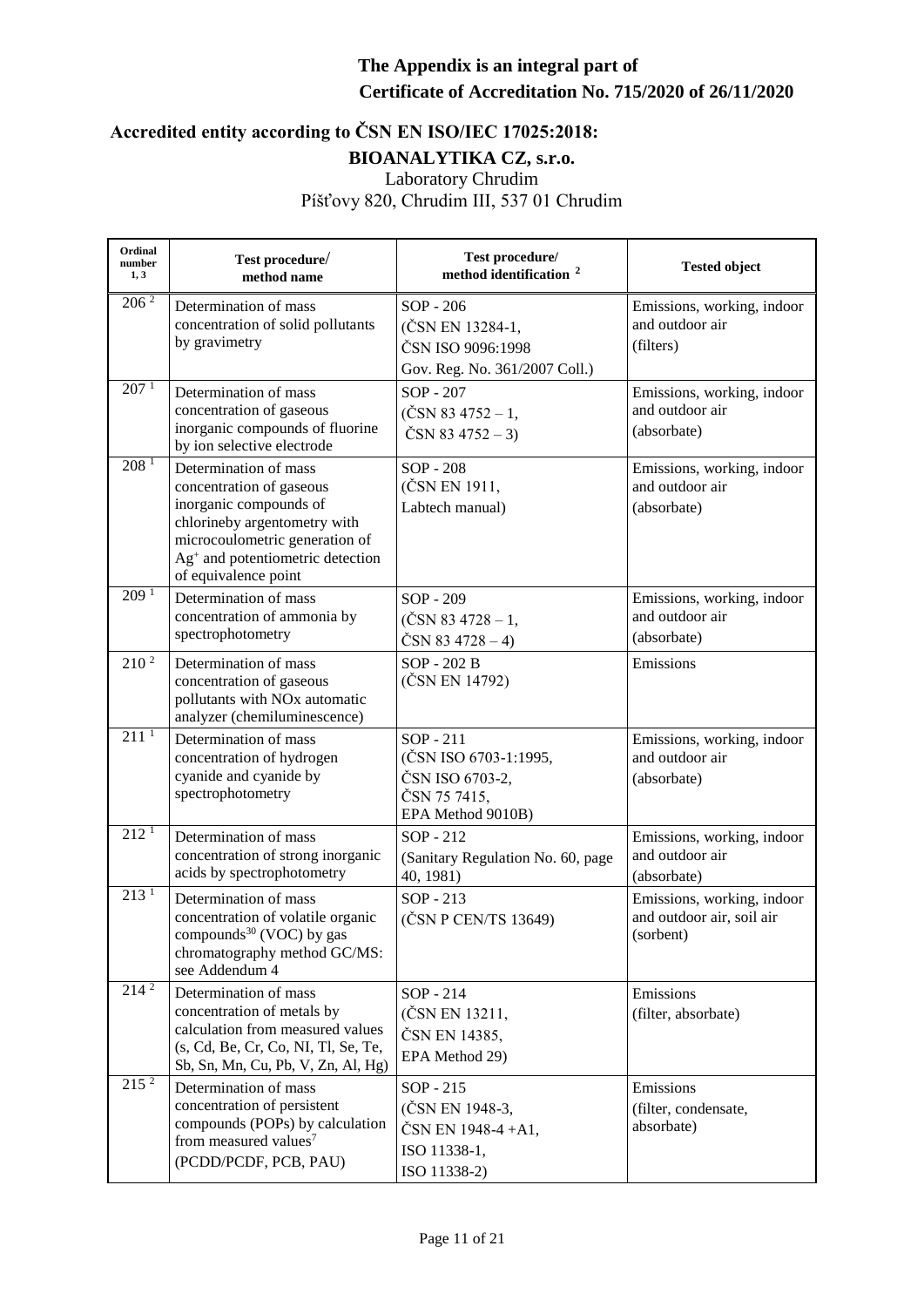**The Appendix is an integral part of Certificate of Accreditation No. 715/2020 of 26/11/2020**

## Accredited entity according to ČSN EN ISO/IEC 17025:2018:

**BIOANALYTIKA CZ, s.r.o.**
Laboratory Chrudim
Píšťovy 820, Chrudim III, 537 01 Chrudim

| Ordinal number [1, 3] | Test procedure/ method name | Test procedure/ method identification [2] | Tested object |
|---|---|---|---|
| 206 [2] | Determination of mass concentration of solid pollutants by gravimetry | SOP - 206 (ČSN EN 13284-1, ČSN ISO 9096:1998 Gov. Reg. No. 361/2007 Coll.) | Emissions, working, indoor and outdoor air (filters) |
| 207 [1] | Determination of mass concentration of gaseous inorganic compounds of fluorine by ion selective electrode | SOP - 207 (ČSN 83 4752 – 1, ČSN 83 4752 – 3) | Emissions, working, indoor and outdoor air (absorbate) |
| 208 [1] | Determination of mass concentration of gaseous inorganic compounds of chlorineby argentometry with microcoulometric generation of $Ag^+$ and potentiometric detection of equivalence point | SOP - 208 (ČSN EN 1911, Labtech manual) | Emissions, working, indoor and outdoor air (absorbate) |
| 209 [1] | Determination of mass concentration of ammonia by spectrophotometry | SOP - 209 (ČSN 83 4728 – 1, ČSN 83 4728 – 4) | Emissions, working, indoor and outdoor air (absorbate) |
| 210 [2] | Determination of mass concentration of gaseous pollutants with NOx automatic analyzer (chemiluminescence) | SOP - 202 B (ČSN EN 14792) | Emissions |
| 211 [1] | Determination of mass concentration of hydrogen cyanide and cyanide by spectrophotometry | SOP - 211 (ČSN ISO 6703-1:1995, ČSN ISO 6703-2, ČSN 75 7415, EPA Method 9010B) | Emissions, working, indoor and outdoor air (absorbate) |
| 212 [1] | Determination of mass concentration of strong inorganic acids by spectrophotometry | SOP - 212 (Sanitary Regulation No. 60, page 40, 1981) | Emissions, working, indoor and outdoor air (absorbate) |
| 213 [1] | Determination of mass concentration of volatile organic compounds[30] (VOC) by gas chromatography method GC/MS: see Addendum 4 | SOP - 213 (ČSN P CEN/TS 13649) | Emissions, working, indoor and outdoor air, soil air (sorbent) |
| 214 [2] | Determination of mass concentration of metals by calculation from measured values (s, Cd, Be, Cr, Co, NI, Tl, Se, Te, Sb, Sn, Mn, Cu, Pb, V, Zn, Al, Hg) | SOP - 214 (ČSN EN 13211, ČSN EN 14385, EPA Method 29) | Emissions (filter, absorbate) |
| 215 [2] | Determination of mass concentration of persistent compounds (POPs) by calculation from measured values[7] (PCDD/PCDF, PCB, PAU) | SOP - 215 (ČSN EN 1948-3, ČSN EN 1948-4 +A1, ISO 11338-1, ISO 11338-2) | Emissions (filter, condensate, absorbate) |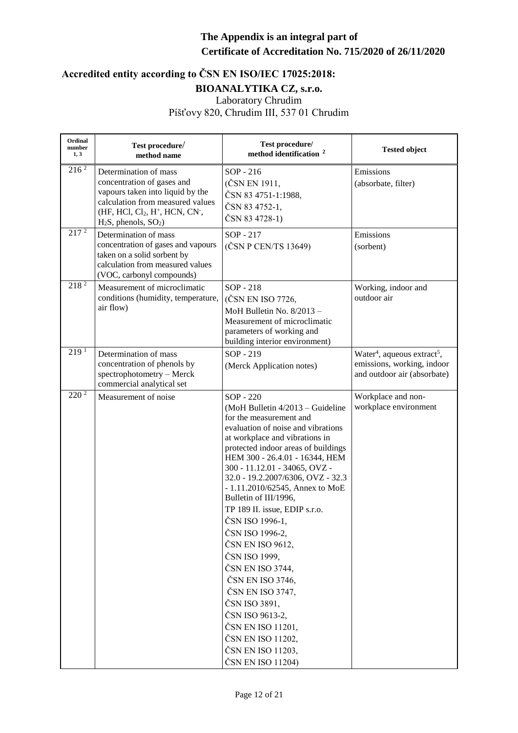**The Appendix is an integral part of**
**Certificate of Accreditation No. 715/2020 of 26/11/2020**

## Accredited entity according to ČSN EN ISO/IEC 17025:2018:

**BIOANALYTIKA CZ, s.r.o.**

Laboratory Chrudim

Píšťovy 820, Chrudim III, 537 01 Chrudim

| Ordinal number 1, 3 | Test procedure/ method name | Test procedure/ method identification [2] | Tested object |
|---|---|---|---|
| 216 [2] | Determination of mass concentration of gases and vapours taken into liquid by the calculation from measured values (HF, HCl, $Cl_2$, $H^+$, HCN, $CN^-$, $H_2S$, phenols, $SO_2$) | SOP - 216 (ČSN EN 1911, ČSN 83 4751-1:1988, ČSN 83 4752-1, ČSN 83 4728-1) | Emissions (absorbate, filter) |
| 217 [2] | Determination of mass concentration of gases and vapours taken on a solid sorbent by calculation from measured values (VOC, carbonyl compounds) | SOP - 217 (ČSN P CEN/TS 13649) | Emissions (sorbent) |
| 218 [2] | Measurement of microclimatic conditions (humidity, temperature, air flow) | SOP - 218 (ČSN EN ISO 7726, MoH Bulletin No. 8/2013 – Measurement of microclimatic parameters of working and building interior environment) | Working, indoor and outdoor air |
| 219 [1] | Determination of mass concentration of phenols by spectrophotometry – Merck commercial analytical set | SOP - 219 (Merck Application notes) | Water[4], aqueous extract[5], emissions, working, indoor and outdoor air (absorbate) |
| 220 [2] | Measurement of noise | SOP - 220 (MoH Bulletin 4/2013 – Guideline for the measurement and evaluation of noise and vibrations at workplace and vibrations in protected indoor areas of buildings HEM 300 - 26.4.01 - 16344, HEM 300 - 11.12.01 - 34065, OVZ - 32.0 - 19.2.2007/6306, OVZ - 32.3 - 1.11.2010/62545, Annex to MoE Bulletin of III/1996, TP 189 II. issue, EDIP s.r.o. ČSN ISO 1996-1, ČSN ISO 1996-2, ČSN EN ISO 9612, ČSN ISO 1999, ČSN EN ISO 3744, ČSN EN ISO 3746, ČSN EN ISO 3747, ČSN ISO 3891, ČSN ISO 9613-2, ČSN EN ISO 11201, ČSN EN ISO 11202, ČSN EN ISO 11203, ČSN EN ISO 11204) | Workplace and non-workplace environment |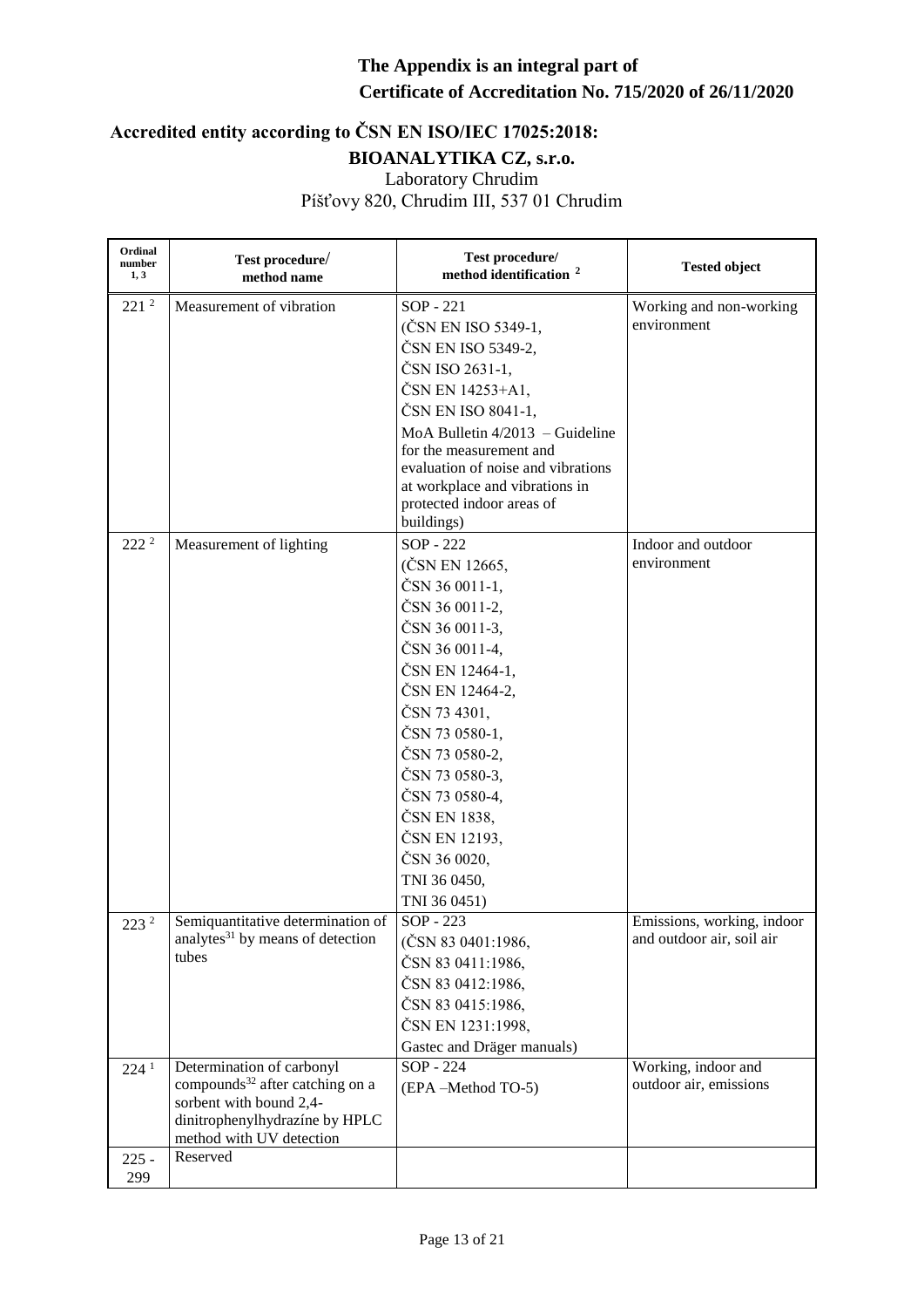**The Appendix is an integral part of Certificate of Accreditation No. 715/2020 of 26/11/2020**

**Accredited entity according to ČSN EN ISO/IEC 17025:2018:**

**BIOANALYTIKA CZ, s.r.o.**

Laboratory Chrudim

Píšťovy 820, Chrudim III, 537 01 Chrudim

| Ordinal number 1, 3 | Test procedure/ method name | Test procedure/ method identification 2 | Tested object |
|---|---|---|---|
| 221 [2] | Measurement of vibration | SOP - 221 (ČSN EN ISO 5349-1, ČSN EN ISO 5349-2, ČSN ISO 2631-1, ČSN EN 14253+A1, ČSN EN ISO 8041-1, MoA Bulletin 4/2013 – Guideline for the measurement and evaluation of noise and vibrations at workplace and vibrations in protected indoor areas of buildings) | Working and non-working environment |
| 222 [2] | Measurement of lighting | SOP - 222 (ČSN EN 12665, ČSN 36 0011-1, ČSN 36 0011-2, ČSN 36 0011-3, ČSN 36 0011-4, ČSN EN 12464-1, ČSN EN 12464-2, ČSN 73 4301, ČSN 73 0580-1, ČSN 73 0580-2, ČSN 73 0580-3, ČSN 73 0580-4, ČSN EN 1838, ČSN EN 12193, ČSN 36 0020, TNI 36 0450, TNI 36 0451) | Indoor and outdoor environment |
| 223 [2] | Semiquantitative determination of analytes[31] by means of detection tubes | SOP - 223 (ČSN 83 0401:1986, ČSN 83 0411:1986, ČSN 83 0412:1986, ČSN 83 0415:1986, ČSN EN 1231:1998, Gastec and Dräger manuals) | Emissions, working, indoor and outdoor air, soil air |
| 224 [1] | Determination of carbonyl compounds[32] after catching on a sorbent with bound 2,4-dinitrophenylhydrazíne by HPLC method with UV detection | SOP - 224 (EPA –Method TO-5) | Working, indoor and outdoor air, emissions |
| 225 - 299 | Reserved | | |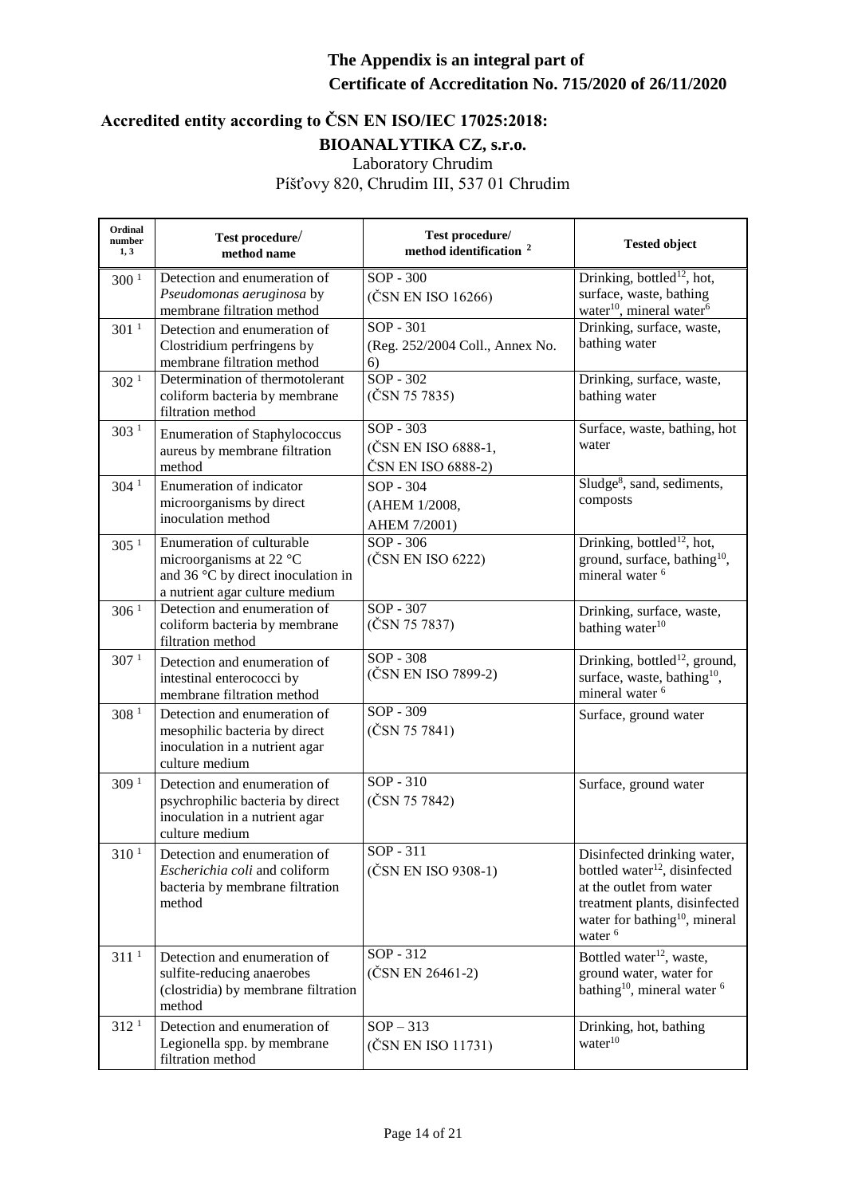**The Appendix is an integral part of**
**Certificate of Accreditation No. 715/2020 of 26/11/2020**

## Accredited entity according to ČSN EN ISO/IEC 17025:2018:

### BIOANALYTIKA CZ, s.r.o.

Laboratory Chrudim
Píšťovy 820, Chrudim III, 537 01 Chrudim

| Ordinal number 1, 3 | Test procedure/ method name | Test procedure/ method identification 2 | Tested object |
|---|---|---|---|
| 300 [1] | Detection and enumeration of *Pseudomonas aeruginosa* by membrane filtration method | SOP - 300 (ČSN EN ISO 16266) | Drinking, bottled[12], hot, surface, waste, bathing water[10], mineral water[6] |
| 301 [1] | Detection and enumeration of Clostridium perfringens by membrane filtration method | SOP - 301 (Reg. 252/2004 Coll., Annex No. 6) | Drinking, surface, waste, bathing water |
| 302 [1] | Determination of thermotolerant coliform bacteria by membrane filtration method | SOP - 302 (ČSN 75 7835) | Drinking, surface, waste, bathing water |
| 303 [1] | Enumeration of Staphylococcus aureus by membrane filtration method | SOP - 303 (ČSN EN ISO 6888-1, ČSN EN ISO 6888-2) | Surface, waste, bathing, hot water |
| 304 [1] | Enumeration of indicator microorganisms by direct inoculation method | SOP - 304 (AHEM 1/2008, AHEM 7/2001) | Sludge[8], sand, sediments, composts |
| 305 [1] | Enumeration of culturable microorganisms at 22 °C and 36 °C by direct inoculation in a nutrient agar culture medium | SOP - 306 (ČSN EN ISO 6222) | Drinking, bottled[12], hot, ground, surface, bathing[10], mineral water [6] |
| 306 [1] | Detection and enumeration of coliform bacteria by membrane filtration method | SOP - 307 (ČSN 75 7837) | Drinking, surface, waste, bathing water[10] |
| 307 [1] | Detection and enumeration of intestinal enterococci by membrane filtration method | SOP - 308 (ČSN EN ISO 7899-2) | Drinking, bottled[12], ground, surface, waste, bathing[10], mineral water [6] |
| 308 [1] | Detection and enumeration of mesophilic bacteria by direct inoculation in a nutrient agar culture medium | SOP - 309 (ČSN 75 7841) | Surface, ground water |
| 309 [1] | Detection and enumeration of psychrophilic bacteria by direct inoculation in a nutrient agar culture medium | SOP - 310 (ČSN 75 7842) | Surface, ground water |
| 310 [1] | Detection and enumeration of *Escherichia coli* and coliform bacteria by membrane filtration method | SOP - 311 (ČSN EN ISO 9308-1) | Disinfected drinking water, bottled water[12], disinfected at the outlet from water treatment plants, disinfected water for bathing[10], mineral water [6] |
| 311 [1] | Detection and enumeration of sulfite-reducing anaerobes (clostridia) by membrane filtration method | SOP - 312 (ČSN EN 26461-2) | Bottled water[12], waste, ground water, water for bathing[10], mineral water [6] |
| 312 [1] | Detection and enumeration of Legionella spp. by membrane filtration method | SOP – 313 (ČSN EN ISO 11731) | Drinking, hot, bathing water[10] |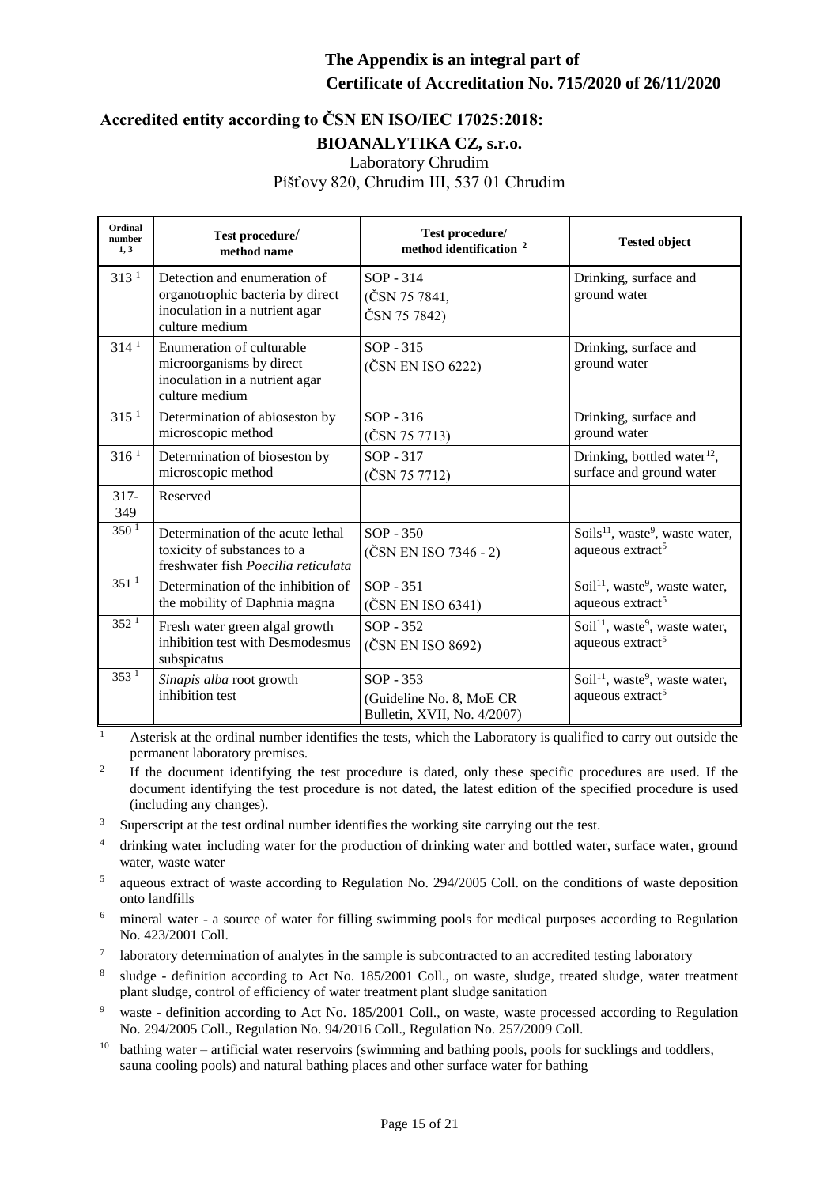**The Appendix is an integral part of**
**Certificate of Accreditation No. 715/2020 of 26/11/2020**

## Accredited entity according to ČSN EN ISO/IEC 17025:2018:

**BIOANALYTIKA CZ, s.r.o.**
Laboratory Chrudim
Píšťovy 820, Chrudim III, 537 01 Chrudim

| Ordinal number 1, 3 | Test procedure/ method name | Test procedure/ method identification 2 | Tested object |
|---|---|---|---|
| 313 [1] | Detection and enumeration of organotrophic bacteria by direct inoculation in a nutrient agar culture medium | SOP - 314 (ČSN 75 7841, ČSN 75 7842) | Drinking, surface and ground water |
| 314 [1] | Enumeration of culturable microorganisms by direct inoculation in a nutrient agar culture medium | SOP - 315 (ČSN EN ISO 6222) | Drinking, surface and ground water |
| 315 [1] | Determination of abioseston by microscopic method | SOP - 316 (ČSN 75 7713) | Drinking, surface and ground water |
| 316 [1] | Determination of bioseston by microscopic method | SOP - 317 (ČSN 75 7712) | Drinking, bottled water[12], surface and ground water |
| 317-349 | Reserved | | |
| 350 [1] | Determination of the acute lethal toxicity of substances to a freshwater fish *Poecilia reticulata* | SOP - 350 (ČSN EN ISO 7346 - 2) | Soils[11], waste[9], waste water, aqueous extract[5] |
| 351 [1] | Determination of the inhibition of the mobility of Daphnia magna | SOP - 351 (ČSN EN ISO 6341) | Soil[11], waste[9], waste water, aqueous extract[5] |
| 352 [1] | Fresh water green algal growth inhibition test with Desmodesmus subspicatus | SOP - 352 (ČSN EN ISO 8692) | Soil[11], waste[9], waste water, aqueous extract[5] |
| 353 [1] | *Sinapis alba* root growth inhibition test | SOP - 353 (Guideline No. 8, MoE CR Bulletin, XVII, No. 4/2007) | Soil[11], waste[9], waste water, aqueous extract[5] |

1 Asterisk at the ordinal number identifies the tests, which the Laboratory is qualified to carry out outside the permanent laboratory premises.

2 If the document identifying the test procedure is dated, only these specific procedures are used. If the document identifying the test procedure is not dated, the latest edition of the specified procedure is used (including any changes).

3 Superscript at the test ordinal number identifies the working site carrying out the test.

4 drinking water including water for the production of drinking water and bottled water, surface water, ground water, waste water

5 aqueous extract of waste according to Regulation No. 294/2005 Coll. on the conditions of waste deposition onto landfills

6 mineral water - a source of water for filling swimming pools for medical purposes according to Regulation No. 423/2001 Coll.

7 laboratory determination of analytes in the sample is subcontracted to an accredited testing laboratory

8 sludge - definition according to Act No. 185/2001 Coll., on waste, sludge, treated sludge, water treatment plant sludge, control of efficiency of water treatment plant sludge sanitation

9 waste - definition according to Act No. 185/2001 Coll., on waste, waste processed according to Regulation No. 294/2005 Coll., Regulation No. 94/2016 Coll., Regulation No. 257/2009 Coll.

10 bathing water – artificial water reservoirs (swimming and bathing pools, pools for sucklings and toddlers, sauna cooling pools) and natural bathing places and other surface water for bathing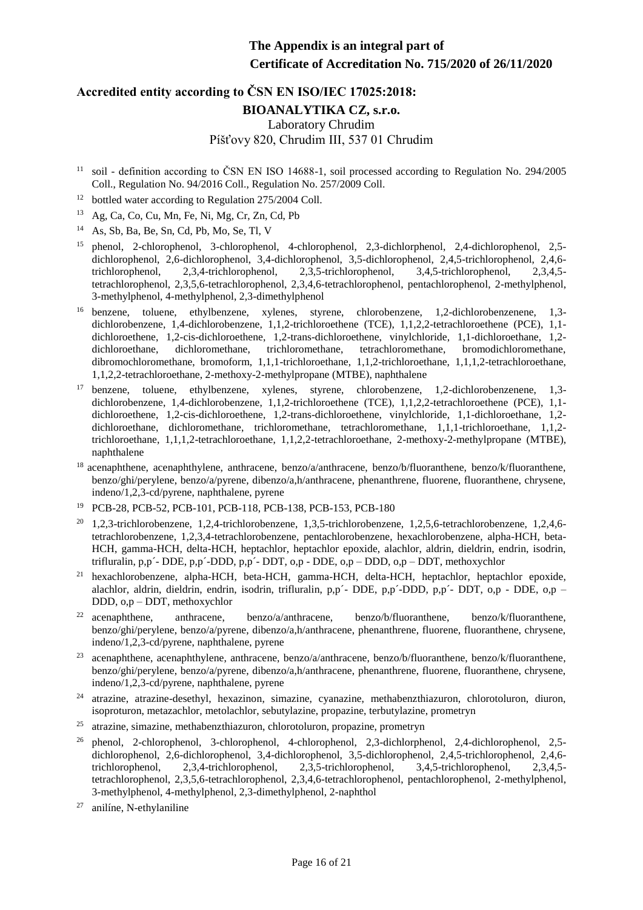**The Appendix is an integral part of Certificate of Accreditation No. 715/2020 of 26/11/2020**

**Accredited entity according to ČSN EN ISO/IEC 17025:2018:**

**BIOANALYTIKA CZ, s.r.o.**
Laboratory Chrudim
Píšťovy 820, Chrudim III, 537 01 Chrudim

[11] soil - definition according to ČSN EN ISO 14688-1, soil processed according to Regulation No. 294/2005 Coll., Regulation No. 94/2016 Coll., Regulation No. 257/2009 Coll.

[12] bottled water according to Regulation 275/2004 Coll.

[13] Ag, Ca, Co, Cu, Mn, Fe, Ni, Mg, Cr, Zn, Cd, Pb

[14] As, Sb, Ba, Be, Sn, Cd, Pb, Mo, Se, Tl, V

[15] phenol, 2-chlorophenol, 3-chlorophenol, 4-chlorophenol, 2,3-dichlorphenol, 2,4-dichlorophenol, 2,5-dichlorophenol, 2,6-dichlorophenol, 3,4-dichlorophenol, 3,5-dichlorophenol, 2,4,5-trichlorophenol, 2,4,6-trichlorophenol, 2,3,4-trichlorophenol, 2,3,5-trichlorophenol, 3,4,5-trichlorophenol, 2,3,4,5-tetrachlorophenol, 2,3,5,6-tetrachlorophenol, 2,3,4,6-tetrachlorophenol, pentachlorophenol, 2-methylphenol, 3-methylphenol, 4-methylphenol, 2,3-dimethylphenol

[16] benzene, toluene, ethylbenzene, xylenes, styrene, chlorobenzene, 1,2-dichlorobenzenene, 1,3-dichlorobenzene, 1,4-dichlorobenzene, 1,1,2-trichloroethene (TCE), 1,1,2,2-tetrachloroethene (PCE), 1,1-dichloroethene, 1,2-cis-dichloroethene, 1,2-trans-dichloroethene, vinylchloride, 1,1-dichloroethane, 1,2-dichloroethane, dichloromethane, trichloromethane, tetrachloromethane, bromodichloromethane, dibromochloromethane, bromoform, 1,1,1-trichloroethane, 1,1,2-trichloroethane, 1,1,1,2-tetrachloroethane, 1,1,2,2-tetrachloroethane, 2-methoxy-2-methylpropane (MTBE), naphthalene

[17] benzene, toluene, ethylbenzene, xylenes, styrene, chlorobenzene, 1,2-dichlorobenzenene, 1,3-dichlorobenzene, 1,4-dichlorobenzene, 1,1,2-trichloroethene (TCE), 1,1,2,2-tetrachloroethene (PCE), 1,1-dichloroethene, 1,2-cis-dichloroethene, 1,2-trans-dichloroethene, vinylchloride, 1,1-dichloroethane, 1,2-dichloroethane, dichloromethane, trichloromethane, tetrachloromethane, 1,1,1-trichloroethane, 1,1,2-trichloroethane, 1,1,1,2-tetrachloroethane, 1,1,2,2-tetrachloroethane, 2-methoxy-2-methylpropane (MTBE), naphthalene

[18] acenaphthene, acenaphthylene, anthracene, benzo/a/anthracene, benzo/b/fluoranthene, benzo/k/fluoranthene, benzo/ghi/perylene, benzo/a/pyrene, dibenzo/a,h/anthracene, phenanthrene, fluorene, fluoranthene, chrysene, indeno/1,2,3-cd/pyrene, naphthalene, pyrene

[19] PCB-28, PCB-52, PCB-101, PCB-118, PCB-138, PCB-153, PCB-180

[20] 1,2,3-trichlorobenzene, 1,2,4-trichlorobenzene, 1,3,5-trichlorobenzene, 1,2,5,6-tetrachlorobenzene, 1,2,4,6-tetrachlorobenzene, 1,2,3,4-tetrachlorobenzene, pentachlorobenzene, hexachlorobenzene, alpha-HCH, beta-HCH, gamma-HCH, delta-HCH, heptachlor, heptachlor epoxide, alachlor, aldrin, dieldrin, endrin, isodrin, trifluralin, p,p´- DDE, p,p´-DDD, p,p´- DDT, o,p - DDE, o,p – DDD, o,p – DDT, methoxychlor

[21] hexachlorobenzene, alpha-HCH, beta-HCH, gamma-HCH, delta-HCH, heptachlor, heptachlor epoxide, alachlor, aldrin, dieldrin, endrin, isodrin, trifluralin, p,p´- DDE, p,p´-DDD, p,p´- DDT, o,p - DDE, o,p – DDD, o,p – DDT, methoxychlor

[22] acenaphthene, anthracene, benzo/a/anthracene, benzo/b/fluoranthene, benzo/k/fluoranthene, benzo/ghi/perylene, benzo/a/pyrene, dibenzo/a,h/anthracene, phenanthrene, fluorene, fluoranthene, chrysene, indeno/1,2,3-cd/pyrene, naphthalene, pyrene

[23] acenaphthene, acenaphthylene, anthracene, benzo/a/anthracene, benzo/b/fluoranthene, benzo/k/fluoranthene, benzo/ghi/perylene, benzo/a/pyrene, dibenzo/a,h/anthracene, phenanthrene, fluorene, fluoranthene, chrysene, indeno/1,2,3-cd/pyrene, naphthalene, pyrene

[24] atrazine, atrazine-desethyl, hexazinon, simazine, cyanazine, methabenzthiazuron, chlorotoluron, diuron, isoproturon, metazachlor, metolachlor, sebutylazine, propazine, terbutylazine, prometryn

[25] atrazine, simazine, methabenzthiazuron, chlorotoluron, propazine, prometryn

[26] phenol, 2-chlorophenol, 3-chlorophenol, 4-chlorophenol, 2,3-dichlorphenol, 2,4-dichlorophenol, 2,5-dichlorophenol, 2,6-dichlorophenol, 3,4-dichlorophenol, 3,5-dichlorophenol, 2,4,5-trichlorophenol, 2,4,6-trichlorophenol, 2,3,4-trichlorophenol, 2,3,5-trichlorophenol, 3,4,5-trichlorophenol, 2,3,4,5-tetrachlorophenol, 2,3,5,6-tetrachlorophenol, 2,3,4,6-tetrachlorophenol, pentachlorophenol, 2-methylphenol, 3-methylphenol, 4-methylphenol, 2,3-dimethylphenol, 2-naphthol

[27] anilíne, N-ethylaniline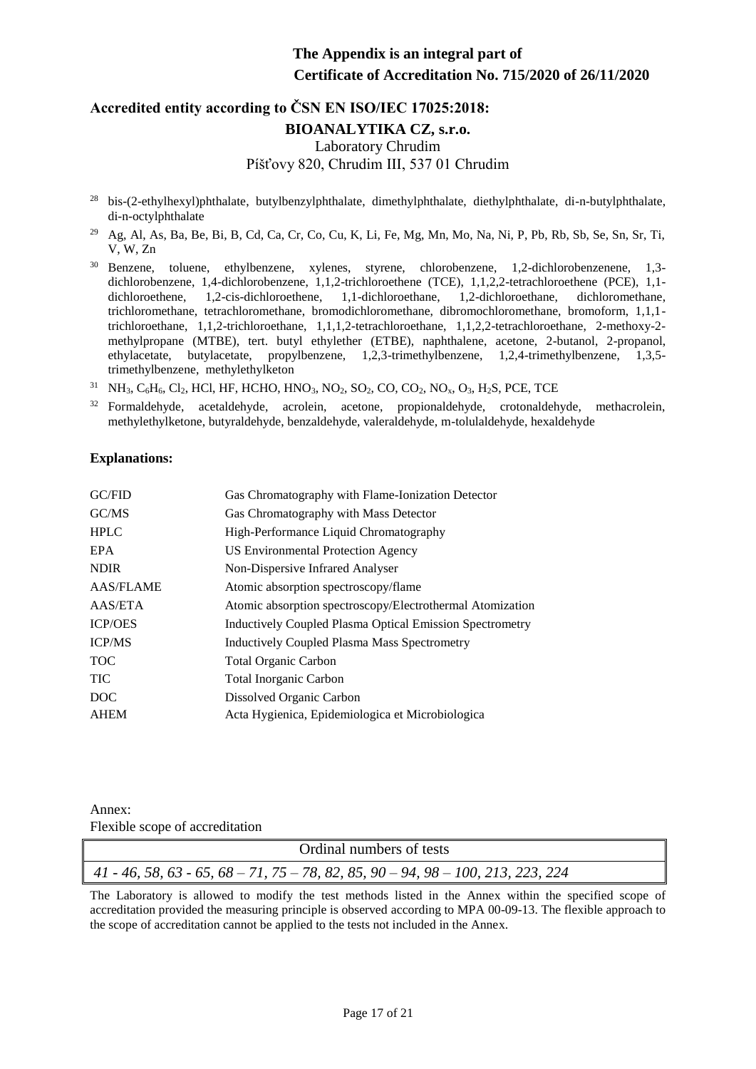**The Appendix is an integral part of**
**Certificate of Accreditation No. 715/2020 of 26/11/2020**

**Accredited entity according to ČSN EN ISO/IEC 17025:2018:**

**BIOANALYTIKA CZ, s.r.o.**
Laboratory Chrudim
Píšťovy 820, Chrudim III, 537 01 Chrudim

[28] bis-(2-ethylhexyl)phthalate, butylbenzylphthalate, dimethylphthalate, diethylphthalate, di-n-butylphthalate, di-n-octylphthalate

[29] Ag, Al, As, Ba, Be, Bi, B, Cd, Ca, Cr, Co, Cu, K, Li, Fe, Mg, Mn, Mo, Na, Ni, P, Pb, Rb, Sb, Se, Sn, Sr, Ti, V, W, Zn

[30] Benzene, toluene, ethylbenzene, xylenes, styrene, chlorobenzene, 1,2-dichlorobenzenene, 1,3-dichlorobenzene, 1,4-dichlorobenzene, 1,1,2-trichloroethene (TCE), 1,1,2,2-tetrachloroethene (PCE), 1,1-dichloroethene, 1,2-cis-dichloroethene, 1,1-dichloroethane, 1,2-dichloroethane, dichloromethane, trichloromethane, tetrachloromethane, bromodichloromethane, dibromochloromethane, bromoform, 1,1,1-trichloroethane, 1,1,2-trichloroethane, 1,1,1,2-tetrachloroethane, 1,1,2,2-tetrachloroethane, 2-methoxy-2-methylpropane (MTBE), tert. butyl ethylether (ETBE), naphthalene, acetone, 2-butanol, 2-propanol, ethylacetate, butylacetate, propylbenzene, 1,2,3-trimethylbenzene, 1,2,4-trimethylbenzene, 1,3,5-trimethylbenzene, methylethylketon

[31] $NH_3$, $C_6H_6$, $Cl_2$, HCl, HF, HCHO, $HNO_3$, $NO_2$, $SO_2$, CO, $CO_2$, $NO_x$, $O_3$, $H_2S$, PCE, TCE

[32] Formaldehyde, acetaldehyde, acrolein, acetone, propionaldehyde, crotonaldehyde, methacrolein, methylethylketone, butyraldehyde, benzaldehyde, valeraldehyde, m-tolulaldehyde, hexaldehyde

**Explanations:**

| | |
|---|---|
| GC/FID | Gas Chromatography with Flame-Ionization Detector |
| GC/MS | Gas Chromatography with Mass Detector |
| HPLC | High-Performance Liquid Chromatography |
| EPA | US Environmental Protection Agency |
| NDIR | Non-Dispersive Infrared Analyser |
| AAS/FLAME | Atomic absorption spectroscopy/flame |
| AAS/ETA | Atomic absorption spectroscopy/Electrothermal Atomization |
| ICP/OES | Inductively Coupled Plasma Optical Emission Spectrometry |
| ICP/MS | Inductively Coupled Plasma Mass Spectrometry |
| TOC | Total Organic Carbon |
| TIC | Total Inorganic Carbon |
| DOC | Dissolved Organic Carbon |
| AHEM | Acta Hygienica, Epidemiologica et Microbiologica |

Annex:
Flexible scope of accreditation

| Ordinal numbers of tests |
|---|
| *41 - 46, 58, 63 - 65, 68 – 71, 75 – 78, 82, 85, 90 – 94, 98 – 100, 213, 223, 224* |

The Laboratory is allowed to modify the test methods listed in the Annex within the specified scope of accreditation provided the measuring principle is observed according to MPA 00-09-13. The flexible approach to the scope of accreditation cannot be applied to the tests not included in the Annex.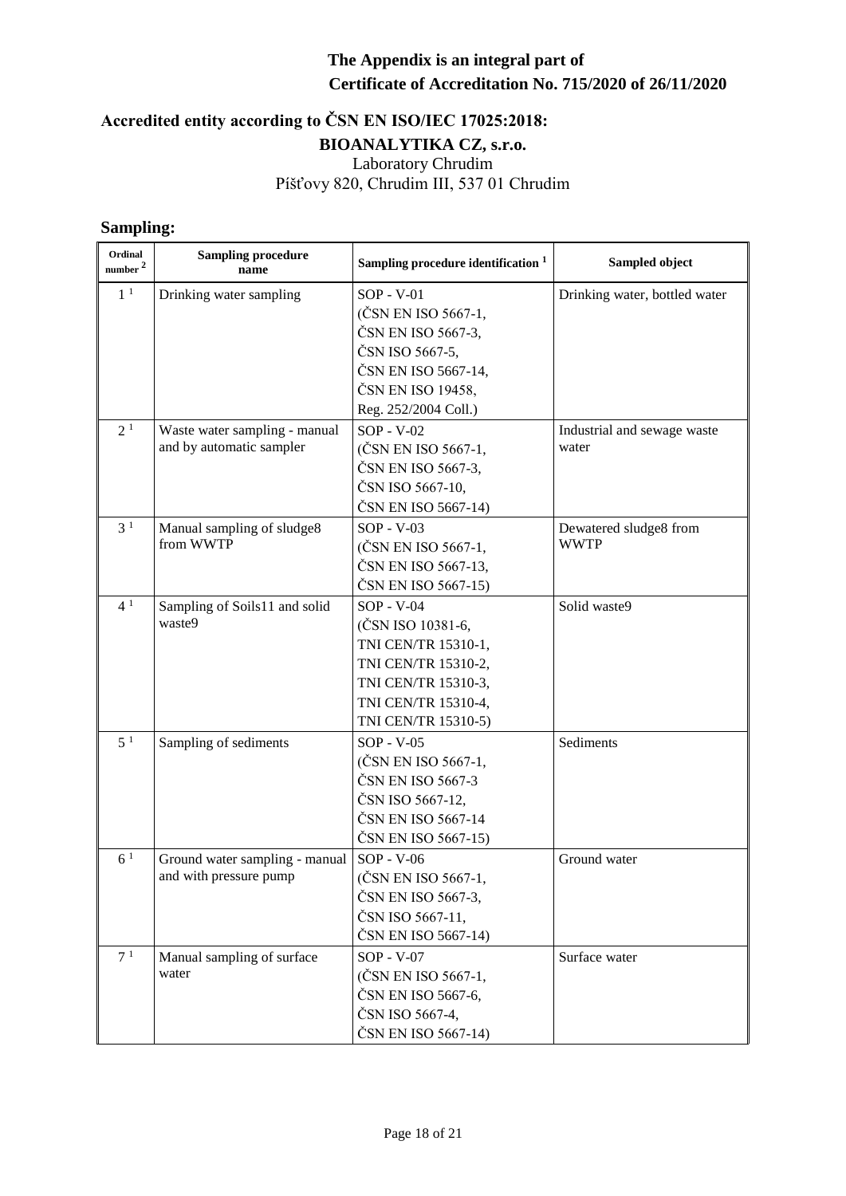**The Appendix is an integral part of**
**Certificate of Accreditation No. 715/2020 of 26/11/2020**

## Accredited entity according to ČSN EN ISO/IEC 17025:2018:

**BIOANALYTIKA CZ, s.r.o.**
Laboratory Chrudim
Píšťovy 820, Chrudim III, 537 01 Chrudim

## Sampling:

| Ordinal number [2] | Sampling procedure name | Sampling procedure identification [1] | Sampled object |
|---|---|---|---|
| 1 [1] | Drinking water sampling | SOP - V-01 (ČSN EN ISO 5667-1, ČSN EN ISO 5667-3, ČSN ISO 5667-5, ČSN EN ISO 5667-14, ČSN EN ISO 19458, Reg. 252/2004 Coll.) | Drinking water, bottled water |
| 2 [1] | Waste water sampling - manual and by automatic sampler | SOP - V-02 (ČSN EN ISO 5667-1, ČSN EN ISO 5667-3, ČSN ISO 5667-10, ČSN EN ISO 5667-14) | Industrial and sewage waste water |
| 3 [1] | Manual sampling of sludge8 from WWTP | SOP - V-03 (ČSN EN ISO 5667-1, ČSN EN ISO 5667-13, ČSN EN ISO 5667-15) | Dewatered sludge8 from WWTP |
| 4 [1] | Sampling of Soils11 and solid waste9 | SOP - V-04 (ČSN ISO 10381-6, TNI CEN/TR 15310-1, TNI CEN/TR 15310-2, TNI CEN/TR 15310-3, TNI CEN/TR 15310-4, TNI CEN/TR 15310-5) | Solid waste9 |
| 5 [1] | Sampling of sediments | SOP - V-05 (ČSN EN ISO 5667-1, ČSN EN ISO 5667-3 ČSN ISO 5667-12, ČSN EN ISO 5667-14 ČSN EN ISO 5667-15) | Sediments |
| 6 [1] | Ground water sampling - manual and with pressure pump | SOP - V-06 (ČSN EN ISO 5667-1, ČSN EN ISO 5667-3, ČSN ISO 5667-11, ČSN EN ISO 5667-14) | Ground water |
| 7 [1] | Manual sampling of surface water | SOP - V-07 (ČSN EN ISO 5667-1, ČSN EN ISO 5667-6, ČSN ISO 5667-4, ČSN EN ISO 5667-14) | Surface water |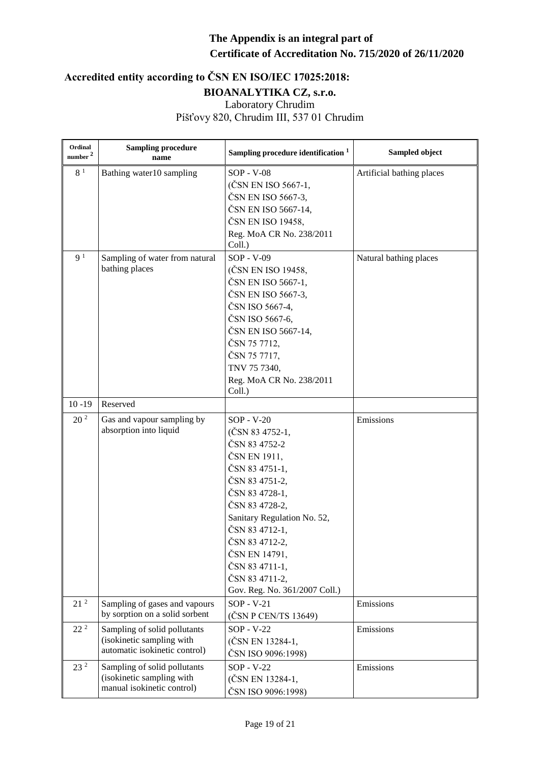**The Appendix is an integral part of**
**Certificate of Accreditation No. 715/2020 of 26/11/2020**

## Accredited entity according to ČSN EN ISO/IEC 17025:2018:

**BIOANALYTIKA CZ, s.r.o.**
Laboratory Chrudim
Píšťovy 820, Chrudim III, 537 01 Chrudim

| Ordinal number [2] | Sampling procedure name | Sampling procedure identification [1] | Sampled object |
|---|---|---|---|
| 8 [1] | Bathing water10 sampling | SOP - V-08 (ČSN EN ISO 5667-1, ČSN EN ISO 5667-3, ČSN EN ISO 5667-14, ČSN EN ISO 19458, Reg. MoA CR No. 238/2011 Coll.) | Artificial bathing places |
| 9 [1] | Sampling of water from natural bathing places | SOP - V-09 (ČSN EN ISO 19458, ČSN EN ISO 5667-1, ČSN EN ISO 5667-3, ČSN ISO 5667-4, ČSN ISO 5667-6, ČSN EN ISO 5667-14, ČSN 75 7712, ČSN 75 7717, TNV 75 7340, Reg. MoA CR No. 238/2011 Coll.) | Natural bathing places |
| 10 -19 | Reserved | | |
| 20 [2] | Gas and vapour sampling by absorption into liquid | SOP - V-20 (ČSN 83 4752-1, ČSN 83 4752-2 ČSN EN 1911, ČSN 83 4751-1, ČSN 83 4751-2, ČSN 83 4728-1, ČSN 83 4728-2, Sanitary Regulation No. 52, ČSN 83 4712-1, ČSN 83 4712-2, ČSN EN 14791, ČSN 83 4711-1, ČSN 83 4711-2, Gov. Reg. No. 361/2007 Coll.) | Emissions |
| 21 [2] | Sampling of gases and vapours by sorption on a solid sorbent | SOP - V-21 (ČSN P CEN/TS 13649) | Emissions |
| 22 [2] | Sampling of solid pollutants (isokinetic sampling with automatic isokinetic control) | SOP - V-22 (ČSN EN 13284-1, ČSN ISO 9096:1998) | Emissions |
| 23 [2] | Sampling of solid pollutants (isokinetic sampling with manual isokinetic control) | SOP - V-22 (ČSN EN 13284-1, ČSN ISO 9096:1998) | Emissions |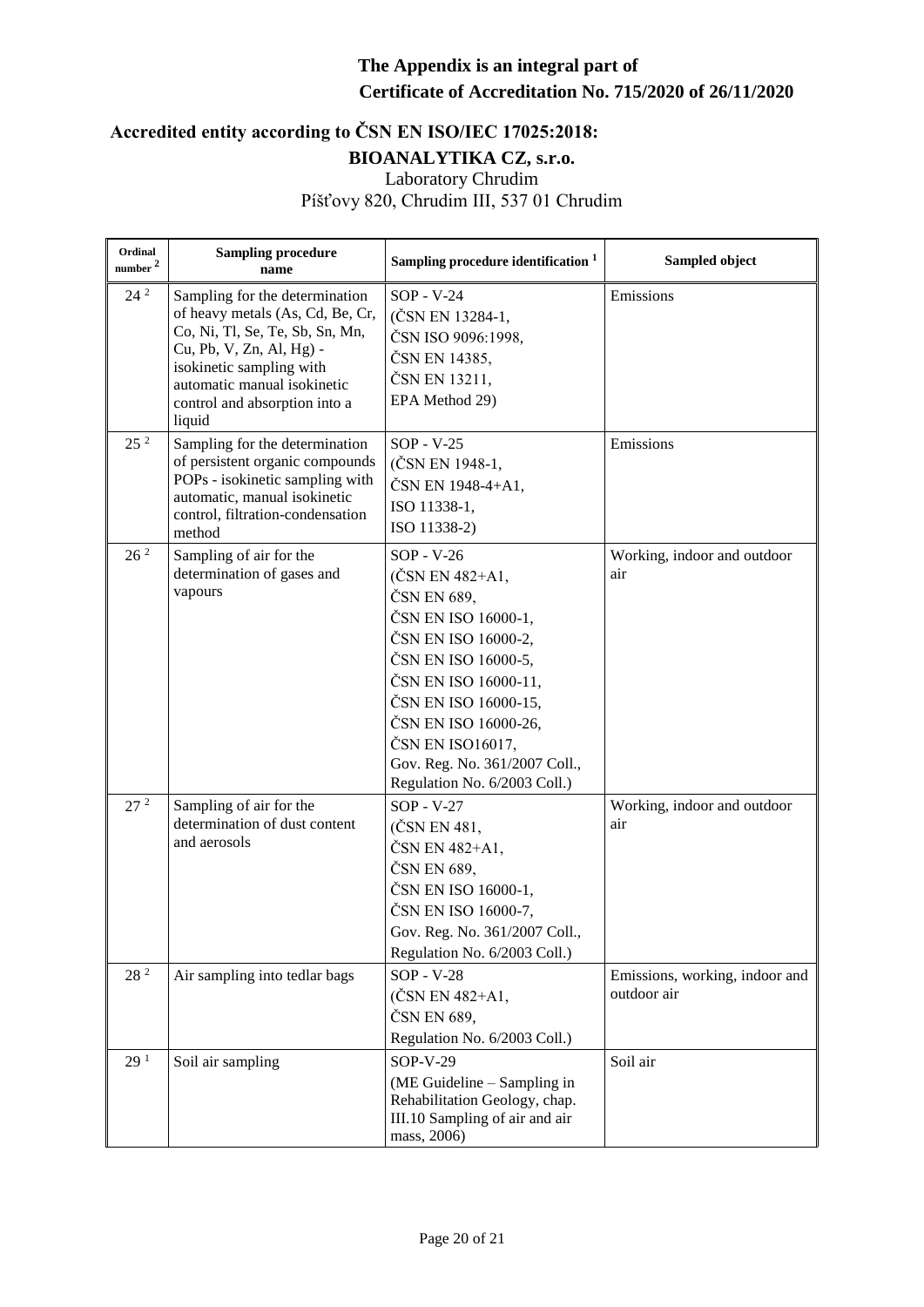**The Appendix is an integral part of Certificate of Accreditation No. 715/2020 of 26/11/2020**

**Accredited entity according to ČSN EN ISO/IEC 17025:2018:**

**BIOANALYTIKA CZ, s.r.o.**

Laboratory Chrudim

Píšťovy 820, Chrudim III, 537 01 Chrudim

| Ordinal number [2] | Sampling procedure name | Sampling procedure identification [1] | Sampled object |
|---|---|---|---|
| 24 [2] | Sampling for the determination of heavy metals (As, Cd, Be, Cr, Co, Ni, Tl, Se, Te, Sb, Sn, Mn, Cu, Pb, V, Zn, Al, Hg) - isokinetic sampling with automatic manual isokinetic control and absorption into a liquid | SOP - V-24 (ČSN EN 13284-1, ČSN ISO 9096:1998, ČSN EN 14385, ČSN EN 13211, EPA Methond 29) | Emissions |
| 25 [2] | Sampling for the determination of persistent organic compounds POPs - isokinetic sampling with automatic, manual isokinetic control, filtration-condensation method | SOP - V-25 (ČSN EN 1948-1, ČSN EN 1948-4+A1, ISO 11338-1, ISO 11338-2) | Emissions |
| 26 [2] | Sampling of air for the determination of gases and vapours | SOP - V-26 (ČSN EN 482+A1, ČSN EN 689, ČSN EN ISO 16000-1, ČSN EN ISO 16000-2, ČSN EN ISO 16000-5, ČSN EN ISO 16000-11, ČSN EN ISO 16000-15, ČSN EN ISO 16000-26, ČSN EN ISO16017, Gov. Reg. No. 361/2007 Coll., Regulation No. 6/2003 Coll.) | Working, indoor and outdoor air |
| 27 [2] | Sampling of air for the determination of dust content and aerosols | SOP - V-27 (ČSN EN 481, ČSN EN 482+A1, ČSN EN 689, ČSN EN ISO 16000-1, ČSN EN ISO 16000-7, Gov. Reg. No. 361/2007 Coll., Regulation No. 6/2003 Coll.) | Working, indoor and outdoor air |
| 28 [2] | Air sampling into tedlar bags | SOP - V-28 (ČSN EN 482+A1, ČSN EN 689, Regulation No. 6/2003 Coll.) | Emissions, working, indoor and outdoor air |
| 29 [1] | Soil air sampling | SOP-V-29 (ME Guideline – Sampling in Rehabilitation Geology, chap. III.10 Sampling of air and air mass, 2006) | Soil air |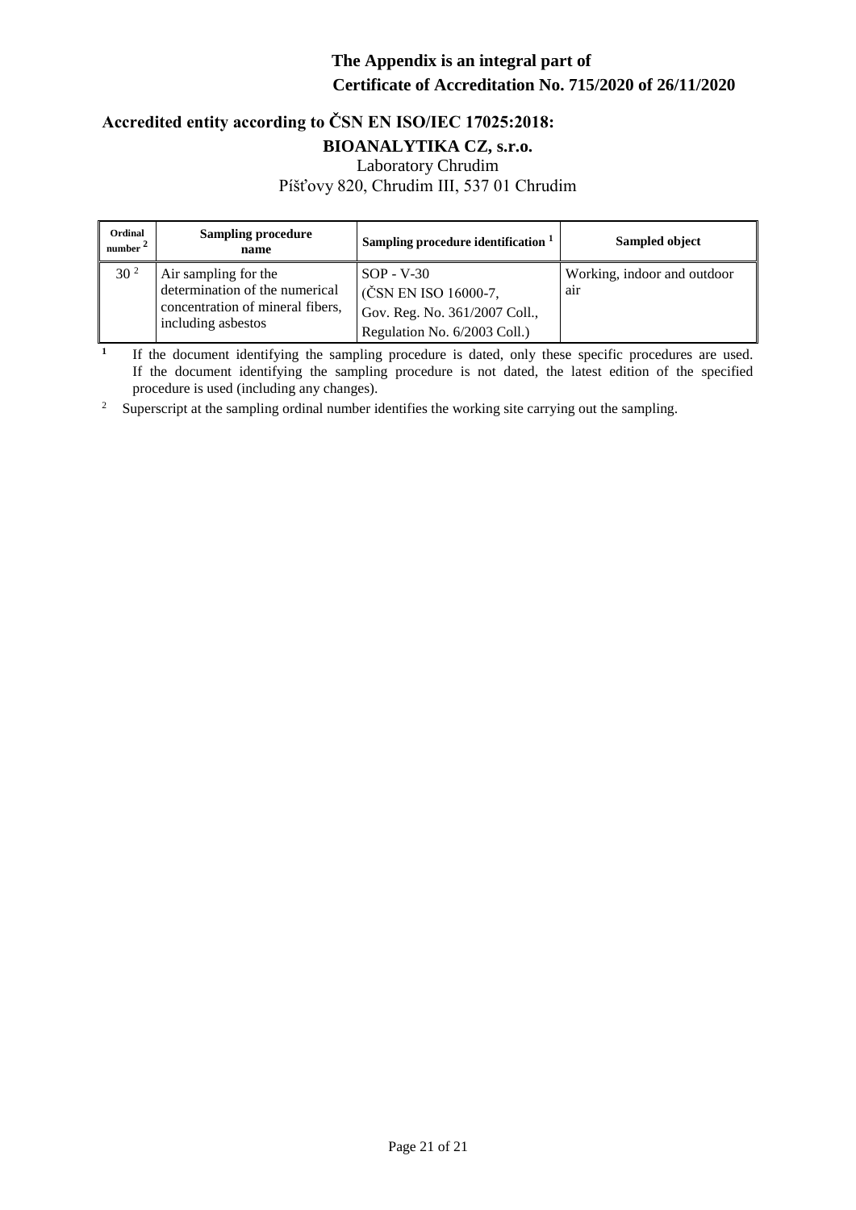**The Appendix is an integral part of**
**Certificate of Accreditation No. 715/2020 of 26/11/2020**

**Accredited entity according to ČSN EN ISO/IEC 17025:2018:**

**BIOANALYTIKA CZ, s.r.o.**
Laboratory Chrudim
Píšťovy 820, Chrudim III, 537 01 Chrudim

| Ordinal number [2] | Sampling procedure name | Sampling procedure identification [1] | Sampled object |
|---|---|---|---|
| 30 [2] | Air sampling for the determination of the numerical concentration of mineral fibers, including asbestos | SOP - V-30 (ČSN EN ISO 16000-7, Gov. Reg. No. 361/2007 Coll., Regulation No. 6/2003 Coll.) | Working, indoor and outdoor air |

[1] If the document identifying the sampling procedure is dated, only these specific procedures are used. If the document identifying the sampling procedure is not dated, the latest edition of the specified procedure is used (including any changes).

[2] Superscript at the sampling ordinal number identifies the working site carrying out the sampling.